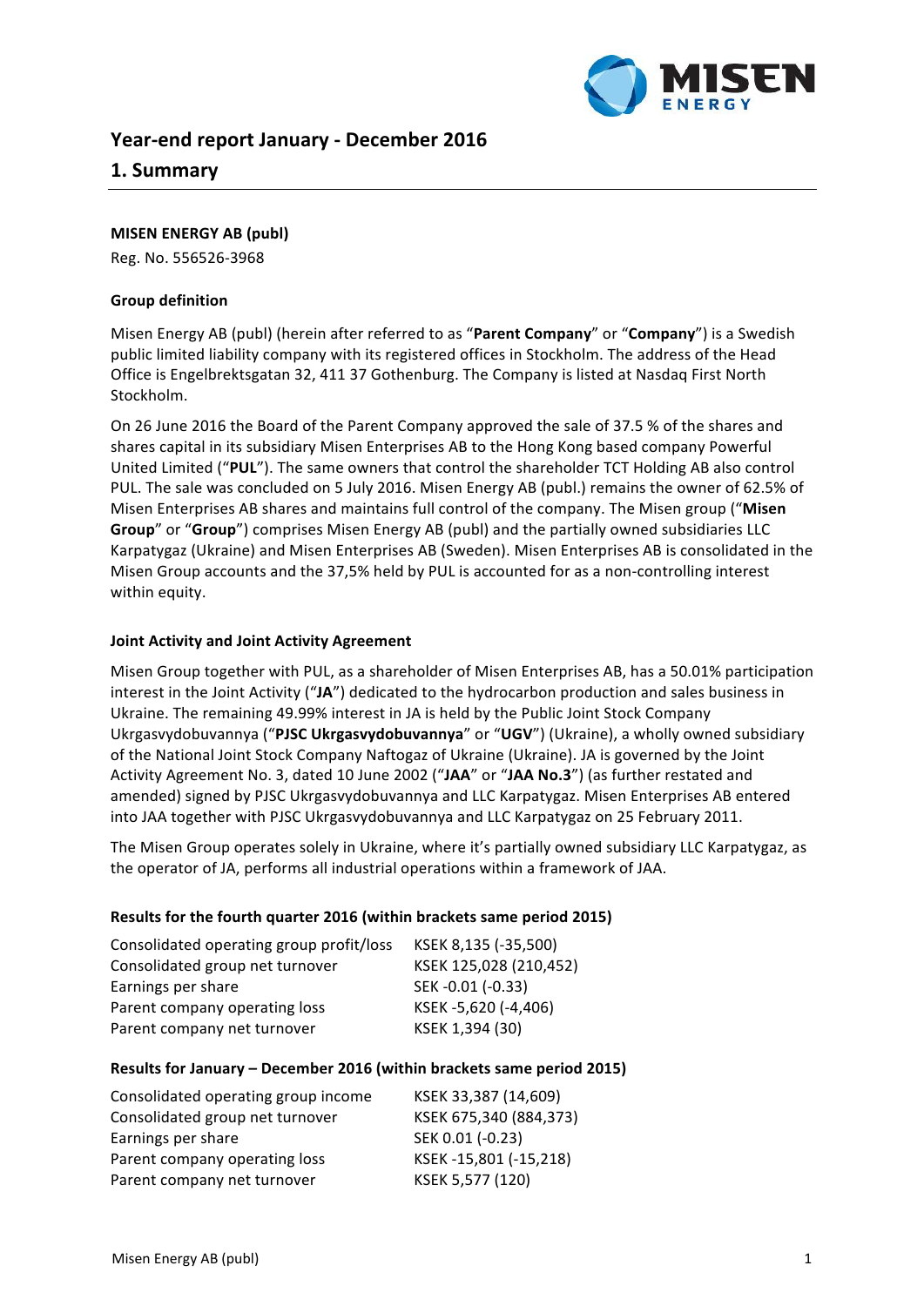# Year-end report January - December 2016

## 1. Summary

**MISEN ENERGY AB (publ)**

Reg. No. 556526-3968

**Group definition**

Misen Energy AB (publ) (herein after referred to as "**Parent Company**" or "**Company**") is a Swedish public limited liability company with its registered offices in Stockholm. The address of the Head Office is Engelbrektsgatan 32, 411 37 Gothenburg. The Company is listed at Nasdaq First North Stockholm.

On 26 June 2016 the Board of the Parent Company approved the sale of 37.5 % of the shares and shares capital in its subsidiary Misen Enterprises AB to the Hong Kong based company Powerful United Limited ("**PUL**"). The same owners that control the shareholder TCT Holding AB also control PUL. The sale was concluded on 5 July 2016. Misen Energy AB (publ.) remains the owner of 62.5% of Misen Enterprises AB shares and maintains full control of the company. The Misen group ("**Misen Group**" or "**Group**") comprises Misen Energy AB (publ) and the partially owned subsidiaries LLC Karpatygaz (Ukraine) and Misen Enterprises AB (Sweden). Misen Enterprises AB is consolidated in the Misen Group accounts and the 37,5% held by PUL is accounted for as a non-controlling interest within equity.

**Joint Activity and Joint Activity Agreement**

Misen Group together with PUL, as a shareholder of Misen Enterprises AB, has a 50.01% participation interest in the Joint Activity ("**JA**") dedicated to the hydrocarbon production and sales business in Ukraine. The remaining 49.99% interest in JA is held by the Public Joint Stock Company Ukrgasvydobuvannya ("**PJSC Ukrgasvydobuvannya**" or "**UGV**") (Ukraine), a wholly owned subsidiary of the National Joint Stock Company Naftogaz of Ukraine (Ukraine). JA is governed by the Joint Activity Agreement No. 3, dated 10 June 2002 ("**JAA**" or "**JAA No.3**") (as further restated and amended) signed by PJSC Ukrgasvydobuvannya and LLC Karpatygaz. Misen Enterprises AB entered into JAA together with PJSC Ukrgasvydobuvannya and LLC Karpatygaz on 25 February 2011.

The Misen Group operates solely in Ukraine, where it's partially owned subsidiary LLC Karpatygaz, as the operator of JA, performs all industrial operations within a framework of JAA.

**Results for the fourth quarter 2016 (within brackets same period 2015)**

| | |
|---|---|
| Consolidated operating group profit/loss | KSEK 8,135 (-35,500) |
| Consolidated group net turnover | KSEK 125,028 (210,452) |
| Earnings per share | SEK -0.01 (-0.33) |
| Parent company operating loss | KSEK -5,620 (-4,406) |
| Parent company net turnover | KSEK 1,394 (30) |

**Results for January – December 2016 (within brackets same period 2015)**

| | |
|---|---|
| Consolidated operating group income | KSEK 33,387 (14,609) |
| Consolidated group net turnover | KSEK 675,340 (884,373) |
| Earnings per share | SEK 0.01 (-0.23) |
| Parent company operating loss | KSEK -15,801 (-15,218) |
| Parent company net turnover | KSEK 5,577 (120) |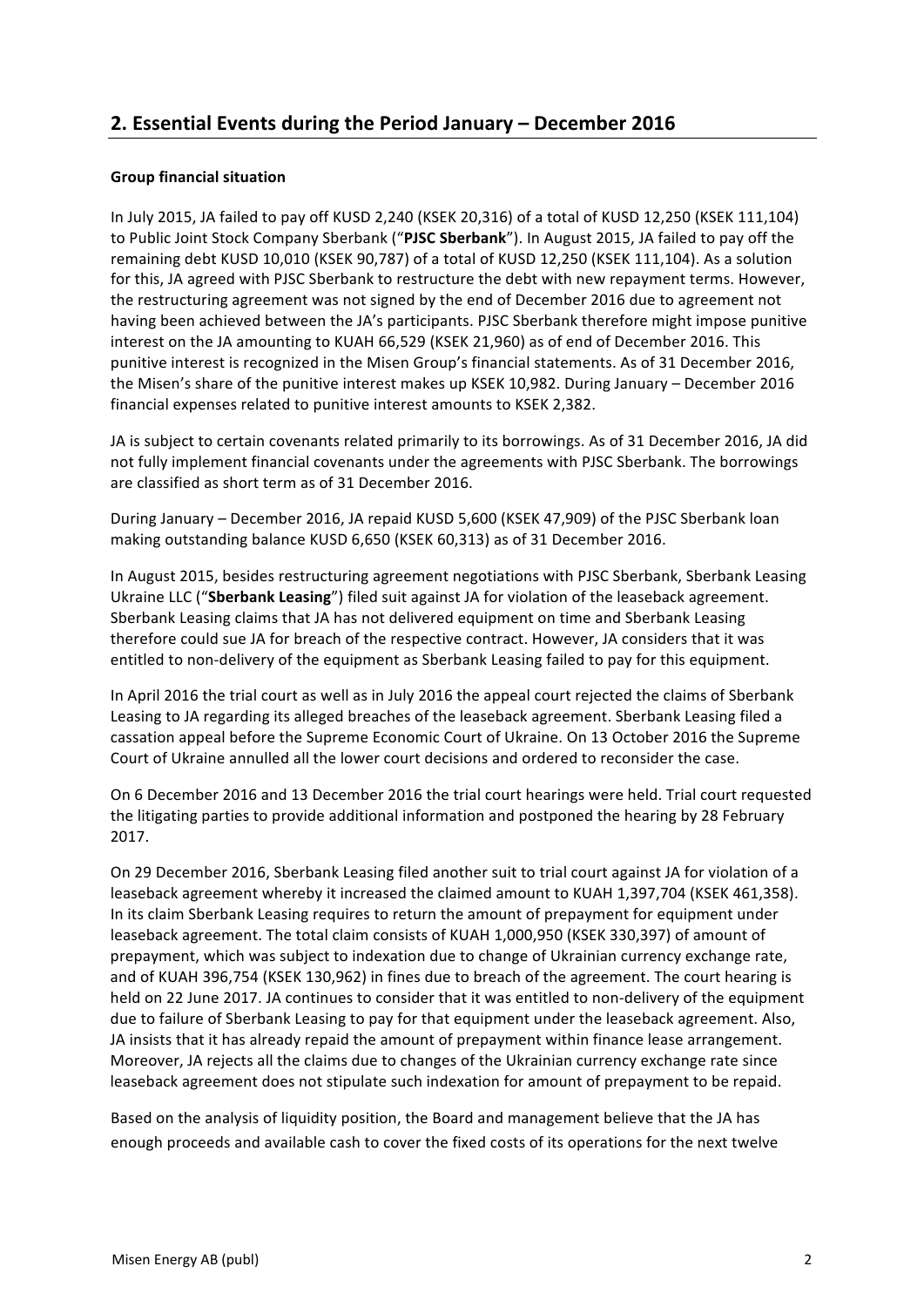## 2. Essential Events during the Period January – December 2016

**Group financial situation**

In July 2015, JA failed to pay off KUSD 2,240 (KSEK 20,316) of a total of KUSD 12,250 (KSEK 111,104) to Public Joint Stock Company Sberbank ("**PJSC Sberbank**"). In August 2015, JA failed to pay off the remaining debt KUSD 10,010 (KSEK 90,787) of a total of KUSD 12,250 (KSEK 111,104). As a solution for this, JA agreed with PJSC Sberbank to restructure the debt with new repayment terms. However, the restructuring agreement was not signed by the end of December 2016 due to agreement not having been achieved between the JA's participants. PJSC Sberbank therefore might impose punitive interest on the JA amounting to KUAH 66,529 (KSEK 21,960) as of end of December 2016. This punitive interest is recognized in the Misen Group's financial statements. As of 31 December 2016, the Misen's share of the punitive interest makes up KSEK 10,982. During January – December 2016 financial expenses related to punitive interest amounts to KSEK 2,382.

JA is subject to certain covenants related primarily to its borrowings. As of 31 December 2016, JA did not fully implement financial covenants under the agreements with PJSC Sberbank. The borrowings are classified as short term as of 31 December 2016.

During January – December 2016, JA repaid KUSD 5,600 (KSEK 47,909) of the PJSC Sberbank loan making outstanding balance KUSD 6,650 (KSEK 60,313) as of 31 December 2016.

In August 2015, besides restructuring agreement negotiations with PJSC Sberbank, Sberbank Leasing Ukraine LLC ("**Sberbank Leasing**") filed suit against JA for violation of the leaseback agreement. Sberbank Leasing claims that JA has not delivered equipment on time and Sberbank Leasing therefore could sue JA for breach of the respective contract. However, JA considers that it was entitled to non-delivery of the equipment as Sberbank Leasing failed to pay for this equipment.

In April 2016 the trial court as well as in July 2016 the appeal court rejected the claims of Sberbank Leasing to JA regarding its alleged breaches of the leaseback agreement. Sberbank Leasing filed a cassation appeal before the Supreme Economic Court of Ukraine. On 13 October 2016 the Supreme Court of Ukraine annulled all the lower court decisions and ordered to reconsider the case.

On 6 December 2016 and 13 December 2016 the trial court hearings were held. Trial court requested the litigating parties to provide additional information and postponed the hearing by 28 February 2017.

On 29 December 2016, Sberbank Leasing filed another suit to trial court against JA for violation of a leaseback agreement whereby it increased the claimed amount to KUAH 1,397,704 (KSEK 461,358). In its claim Sberbank Leasing requires to return the amount of prepayment for equipment under leaseback agreement. The total claim consists of KUAH 1,000,950 (KSEK 330,397) of amount of prepayment, which was subject to indexation due to change of Ukrainian currency exchange rate, and of KUAH 396,754 (KSEK 130,962) in fines due to breach of the agreement. The court hearing is held on 22 June 2017. JA continues to consider that it was entitled to non-delivery of the equipment due to failure of Sberbank Leasing to pay for that equipment under the leaseback agreement. Also, JA insists that it has already repaid the amount of prepayment within finance lease arrangement. Moreover, JA rejects all the claims due to changes of the Ukrainian currency exchange rate since leaseback agreement does not stipulate such indexation for amount of prepayment to be repaid.

Based on the analysis of liquidity position, the Board and management believe that the JA has enough proceeds and available cash to cover the fixed costs of its operations for the next twelve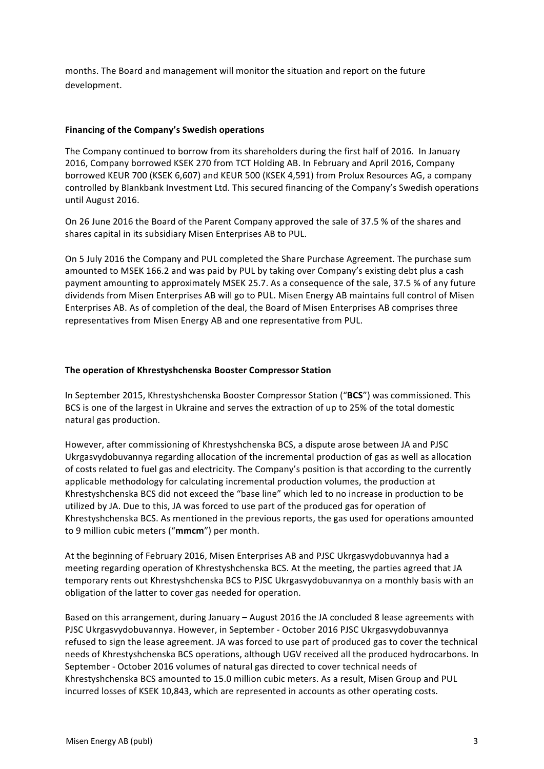months. The Board and management will monitor the situation and report on the future development.

**Financing of the Company's Swedish operations**

The Company continued to borrow from its shareholders during the first half of 2016. In January 2016, Company borrowed KSEK 270 from TCT Holding AB. In February and April 2016, Company borrowed KEUR 700 (KSEK 6,607) and KEUR 500 (KSEK 4,591) from Prolux Resources AG, a company controlled by Blankbank Investment Ltd. This secured financing of the Company's Swedish operations until August 2016.

On 26 June 2016 the Board of the Parent Company approved the sale of 37.5 % of the shares and shares capital in its subsidiary Misen Enterprises AB to PUL.

On 5 July 2016 the Company and PUL completed the Share Purchase Agreement. The purchase sum amounted to MSEK 166.2 and was paid by PUL by taking over Company's existing debt plus a cash payment amounting to approximately MSEK 25.7. As a consequence of the sale, 37.5 % of any future dividends from Misen Enterprises AB will go to PUL. Misen Energy AB maintains full control of Misen Enterprises AB. As of completion of the deal, the Board of Misen Enterprises AB comprises three representatives from Misen Energy AB and one representative from PUL.

**The operation of Khrestyshchenska Booster Compressor Station**

In September 2015, Khrestyshchenska Booster Compressor Station ("**BCS**") was commissioned. This BCS is one of the largest in Ukraine and serves the extraction of up to 25% of the total domestic natural gas production.

However, after commissioning of Khrestyshchenska BCS, a dispute arose between JA and PJSC Ukrgasvydobuvannya regarding allocation of the incremental production of gas as well as allocation of costs related to fuel gas and electricity. The Company's position is that according to the currently applicable methodology for calculating incremental production volumes, the production at Khrestyshchenska BCS did not exceed the "base line" which led to no increase in production to be utilized by JA. Due to this, JA was forced to use part of the produced gas for operation of Khrestyshchenska BCS. As mentioned in the previous reports, the gas used for operations amounted to 9 million cubic meters ("**mmcm**") per month.

At the beginning of February 2016, Misen Enterprises AB and PJSC Ukrgasvydobuvannya had a meeting regarding operation of Khrestyshchenska BCS. At the meeting, the parties agreed that JA temporary rents out Khrestyshchenska BCS to PJSC Ukrgasvydobuvannya on a monthly basis with an obligation of the latter to cover gas needed for operation.

Based on this arrangement, during January – August 2016 the JA concluded 8 lease agreements with PJSC Ukrgasvydobuvannya. However, in September - October 2016 PJSC Ukrgasvydobuvannya refused to sign the lease agreement. JA was forced to use part of produced gas to cover the technical needs of Khrestyshchenska BCS operations, although UGV received all the produced hydrocarbons. In September - October 2016 volumes of natural gas directed to cover technical needs of Khrestyshchenska BCS amounted to 15.0 million cubic meters. As a result, Misen Group and PUL incurred losses of KSEK 10,843, which are represented in accounts as other operating costs.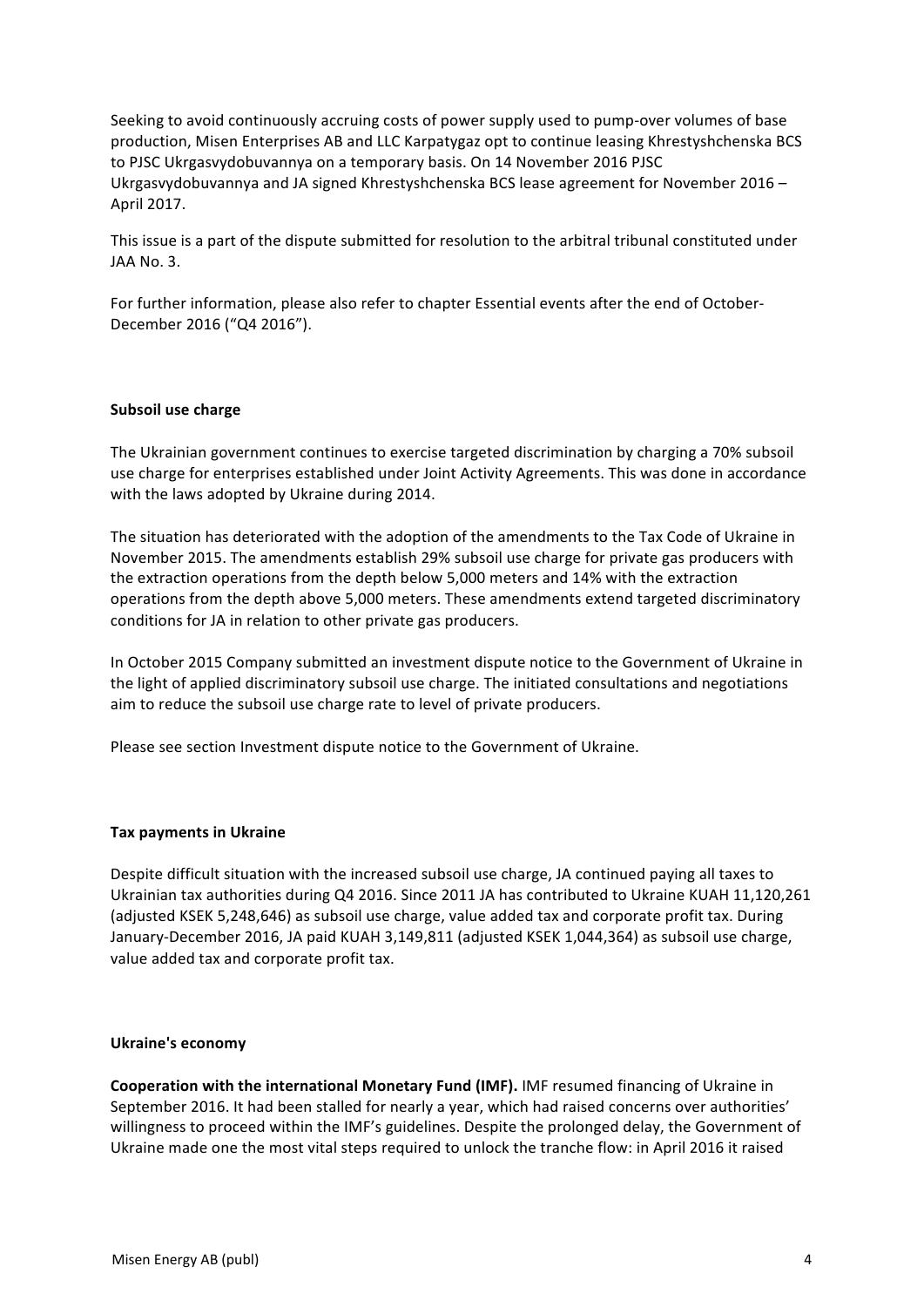Seeking to avoid continuously accruing costs of power supply used to pump-over volumes of base production, Misen Enterprises AB and LLC Karpatygaz opt to continue leasing Khrestyshchenska BCS to PJSC Ukrgasvydobuvannya on a temporary basis. On 14 November 2016 PJSC Ukrgasvydobuvannya and JA signed Khrestyshchenska BCS lease agreement for November 2016 – April 2017.

This issue is a part of the dispute submitted for resolution to the arbitral tribunal constituted under JAA No. 3.

For further information, please also refer to chapter Essential events after the end of October-December 2016 ("Q4 2016").

**Subsoil use charge**

The Ukrainian government continues to exercise targeted discrimination by charging a 70% subsoil use charge for enterprises established under Joint Activity Agreements. This was done in accordance with the laws adopted by Ukraine during 2014.

The situation has deteriorated with the adoption of the amendments to the Tax Code of Ukraine in November 2015. The amendments establish 29% subsoil use charge for private gas producers with the extraction operations from the depth below 5,000 meters and 14% with the extraction operations from the depth above 5,000 meters. These amendments extend targeted discriminatory conditions for JA in relation to other private gas producers.

In October 2015 Company submitted an investment dispute notice to the Government of Ukraine in the light of applied discriminatory subsoil use charge. The initiated consultations and negotiations aim to reduce the subsoil use charge rate to level of private producers.

Please see section Investment dispute notice to the Government of Ukraine.

**Tax payments in Ukraine**

Despite difficult situation with the increased subsoil use charge, JA continued paying all taxes to Ukrainian tax authorities during Q4 2016. Since 2011 JA has contributed to Ukraine KUAH 11,120,261 (adjusted KSEK 5,248,646) as subsoil use charge, value added tax and corporate profit tax. During January-December 2016, JA paid KUAH 3,149,811 (adjusted KSEK 1,044,364) as subsoil use charge, value added tax and corporate profit tax.

**Ukraine's economy**

**Cooperation with the international Monetary Fund (IMF).** IMF resumed financing of Ukraine in September 2016. It had been stalled for nearly a year, which had raised concerns over authorities' willingness to proceed within the IMF's guidelines. Despite the prolonged delay, the Government of Ukraine made one the most vital steps required to unlock the tranche flow: in April 2016 it raised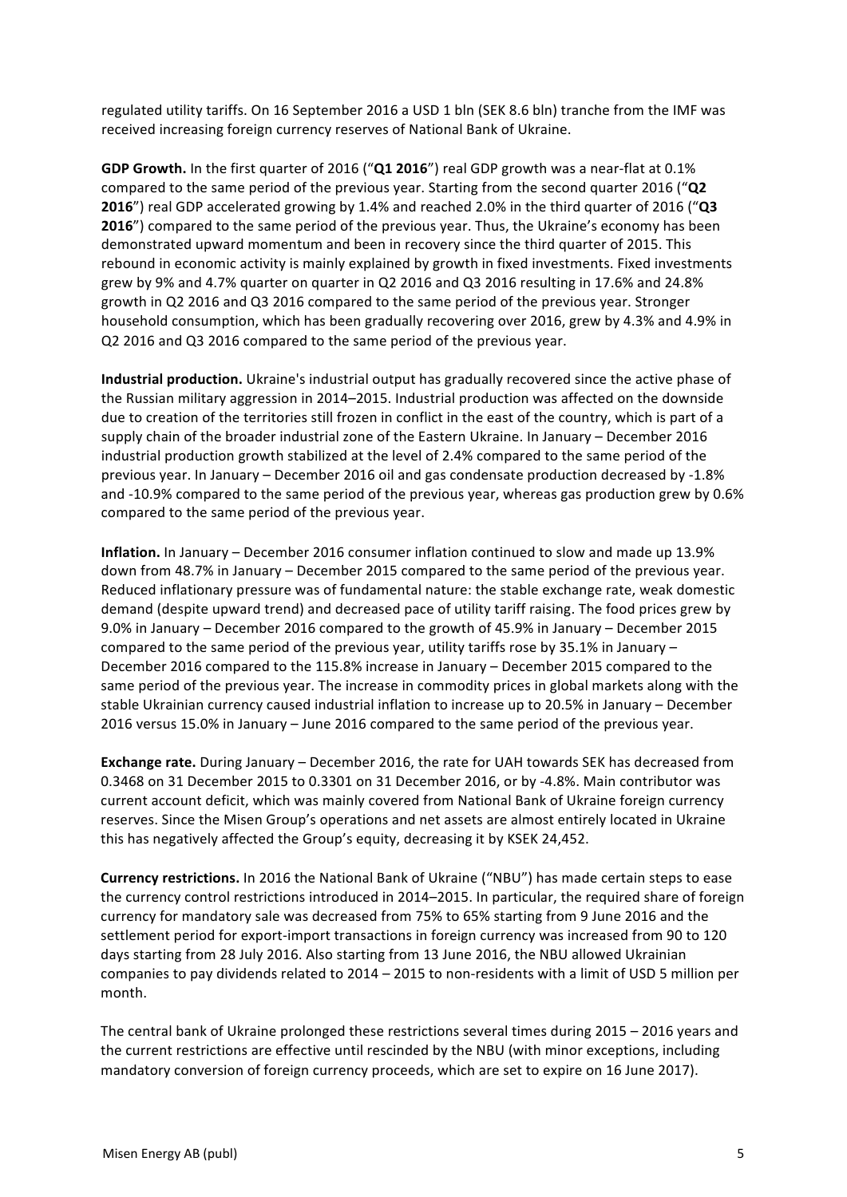regulated utility tariffs. On 16 September 2016 a USD 1 bln (SEK 8.6 bln) tranche from the IMF was received increasing foreign currency reserves of National Bank of Ukraine.

**GDP Growth.** In the first quarter of 2016 ("**Q1 2016**") real GDP growth was a near-flat at 0.1% compared to the same period of the previous year. Starting from the second quarter 2016 ("**Q2 2016**") real GDP accelerated growing by 1.4% and reached 2.0% in the third quarter of 2016 ("**Q3 2016**") compared to the same period of the previous year. Thus, the Ukraine's economy has been demonstrated upward momentum and been in recovery since the third quarter of 2015. This rebound in economic activity is mainly explained by growth in fixed investments. Fixed investments grew by 9% and 4.7% quarter on quarter in Q2 2016 and Q3 2016 resulting in 17.6% and 24.8% growth in Q2 2016 and Q3 2016 compared to the same period of the previous year. Stronger household consumption, which has been gradually recovering over 2016, grew by 4.3% and 4.9% in Q2 2016 and Q3 2016 compared to the same period of the previous year.

**Industrial production.** Ukraine's industrial output has gradually recovered since the active phase of the Russian military aggression in 2014–2015. Industrial production was affected on the downside due to creation of the territories still frozen in conflict in the east of the country, which is part of a supply chain of the broader industrial zone of the Eastern Ukraine. In January – December 2016 industrial production growth stabilized at the level of 2.4% compared to the same period of the previous year. In January – December 2016 oil and gas condensate production decreased by -1.8% and -10.9% compared to the same period of the previous year, whereas gas production grew by 0.6% compared to the same period of the previous year.

**Inflation.** In January – December 2016 consumer inflation continued to slow and made up 13.9% down from 48.7% in January – December 2015 compared to the same period of the previous year. Reduced inflationary pressure was of fundamental nature: the stable exchange rate, weak domestic demand (despite upward trend) and decreased pace of utility tariff raising. The food prices grew by 9.0% in January – December 2016 compared to the growth of 45.9% in January – December 2015 compared to the same period of the previous year, utility tariffs rose by 35.1% in January – December 2016 compared to the 115.8% increase in January – December 2015 compared to the same period of the previous year. The increase in commodity prices in global markets along with the stable Ukrainian currency caused industrial inflation to increase up to 20.5% in January – December 2016 versus 15.0% in January – June 2016 compared to the same period of the previous year.

**Exchange rate.** During January – December 2016, the rate for UAH towards SEK has decreased from 0.3468 on 31 December 2015 to 0.3301 on 31 December 2016, or by -4.8%. Main contributor was current account deficit, which was mainly covered from National Bank of Ukraine foreign currency reserves. Since the Misen Group's operations and net assets are almost entirely located in Ukraine this has negatively affected the Group's equity, decreasing it by KSEK 24,452.

**Currency restrictions.** In 2016 the National Bank of Ukraine ("NBU") has made certain steps to ease the currency control restrictions introduced in 2014–2015. In particular, the required share of foreign currency for mandatory sale was decreased from 75% to 65% starting from 9 June 2016 and the settlement period for export-import transactions in foreign currency was increased from 90 to 120 days starting from 28 July 2016. Also starting from 13 June 2016, the NBU allowed Ukrainian companies to pay dividends related to 2014 – 2015 to non-residents with a limit of USD 5 million per month.

The central bank of Ukraine prolonged these restrictions several times during 2015 – 2016 years and the current restrictions are effective until rescinded by the NBU (with minor exceptions, including mandatory conversion of foreign currency proceeds, which are set to expire on 16 June 2017).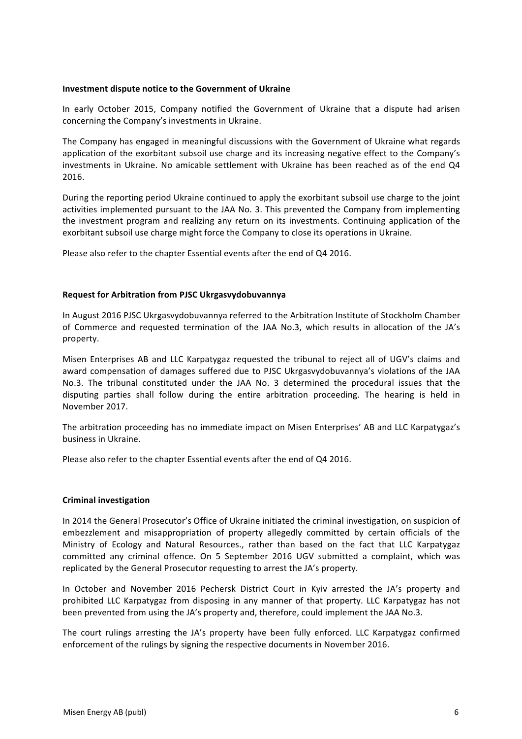**Investment dispute notice to the Government of Ukraine**

In early October 2015, Company notified the Government of Ukraine that a dispute had arisen concerning the Company's investments in Ukraine.

The Company has engaged in meaningful discussions with the Government of Ukraine what regards application of the exorbitant subsoil use charge and its increasing negative effect to the Company's investments in Ukraine. No amicable settlement with Ukraine has been reached as of the end Q4 2016.

During the reporting period Ukraine continued to apply the exorbitant subsoil use charge to the joint activities implemented pursuant to the JAA No. 3. This prevented the Company from implementing the investment program and realizing any return on its investments. Continuing application of the exorbitant subsoil use charge might force the Company to close its operations in Ukraine.

Please also refer to the chapter Essential events after the end of Q4 2016.

**Request for Arbitration from PJSC Ukrgasvydobuvannya**

In August 2016 PJSC Ukrgasvydobuvannya referred to the Arbitration Institute of Stockholm Chamber of Commerce and requested termination of the JAA No.3, which results in allocation of the JA's property.

Misen Enterprises AB and LLC Karpatygaz requested the tribunal to reject all of UGV's claims and award compensation of damages suffered due to PJSC Ukrgasvydobuvannya's violations of the JAA No.3. The tribunal constituted under the JAA No. 3 determined the procedural issues that the disputing parties shall follow during the entire arbitration proceeding. The hearing is held in November 2017.

The arbitration proceeding has no immediate impact on Misen Enterprises' AB and LLC Karpatygaz's business in Ukraine.

Please also refer to the chapter Essential events after the end of Q4 2016.

**Criminal investigation**

In 2014 the General Prosecutor's Office of Ukraine initiated the criminal investigation, on suspicion of embezzlement and misappropriation of property allegedly committed by certain officials of the Ministry of Ecology and Natural Resources., rather than based on the fact that LLC Karpatygaz committed any criminal offence. On 5 September 2016 UGV submitted a complaint, which was replicated by the General Prosecutor requesting to arrest the JA's property.

In October and November 2016 Pechersk District Court in Kyiv arrested the JA's property and prohibited LLC Karpatygaz from disposing in any manner of that property. LLC Karpatygaz has not been prevented from using the JA's property and, therefore, could implement the JAA No.3.

The court rulings arresting the JA's property have been fully enforced. LLC Karpatygaz confirmed enforcement of the rulings by signing the respective documents in November 2016.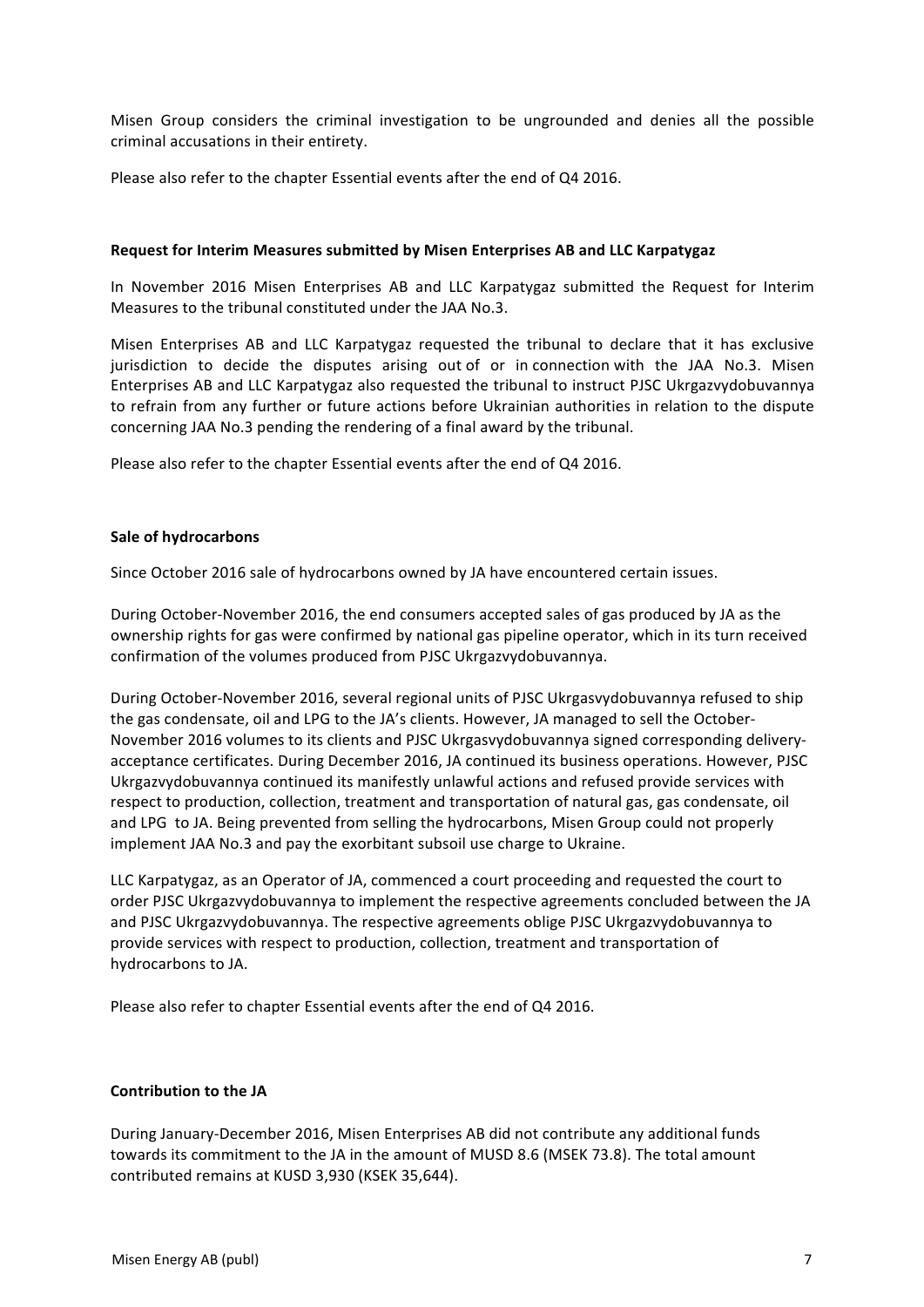Misen Group considers the criminal investigation to be ungrounded and denies all the possible criminal accusations in their entirety.

Please also refer to the chapter Essential events after the end of Q4 2016.

**Request for Interim Measures submitted by Misen Enterprises AB and LLC Karpatygaz**

In November 2016 Misen Enterprises AB and LLC Karpatygaz submitted the Request for Interim Measures to the tribunal constituted under the JAA No.3.

Misen Enterprises AB and LLC Karpatygaz requested the tribunal to declare that it has exclusive jurisdiction to decide the disputes arising out of or in connection with the JAA No.3. Misen Enterprises AB and LLC Karpatygaz also requested the tribunal to instruct PJSC Ukrgazvydobuvannya to refrain from any further or future actions before Ukrainian authorities in relation to the dispute concerning JAA No.3 pending the rendering of a final award by the tribunal.

Please also refer to the chapter Essential events after the end of Q4 2016.

**Sale of hydrocarbons**

Since October 2016 sale of hydrocarbons owned by JA have encountered certain issues.

During October-November 2016, the end consumers accepted sales of gas produced by JA as the ownership rights for gas were confirmed by national gas pipeline operator, which in its turn received confirmation of the volumes produced from PJSC Ukrgazvydobuvannya.

During October-November 2016, several regional units of PJSC Ukrgasvydobuvannya refused to ship the gas condensate, oil and LPG to the JA's clients. However, JA managed to sell the October-November 2016 volumes to its clients and PJSC Ukrgasvydobuvannya signed corresponding delivery-acceptance certificates. During December 2016, JA continued its business operations. However, PJSC Ukrgazvydobuvannya continued its manifestly unlawful actions and refused provide services with respect to production, collection, treatment and transportation of natural gas, gas condensate, oil and LPG to JA. Being prevented from selling the hydrocarbons, Misen Group could not properly implement JAA No.3 and pay the exorbitant subsoil use charge to Ukraine.

LLC Karpatygaz, as an Operator of JA, commenced a court proceeding and requested the court to order PJSC Ukrgazvydobuvannya to implement the respective agreements concluded between the JA and PJSC Ukrgazvydobuvannya. The respective agreements oblige PJSC Ukrgazvydobuvannya to provide services with respect to production, collection, treatment and transportation of hydrocarbons to JA.

Please also refer to chapter Essential events after the end of Q4 2016.

**Contribution to the JA**

During January-December 2016, Misen Enterprises AB did not contribute any additional funds towards its commitment to the JA in the amount of MUSD 8.6 (MSEK 73.8). The total amount contributed remains at KUSD 3,930 (KSEK 35,644).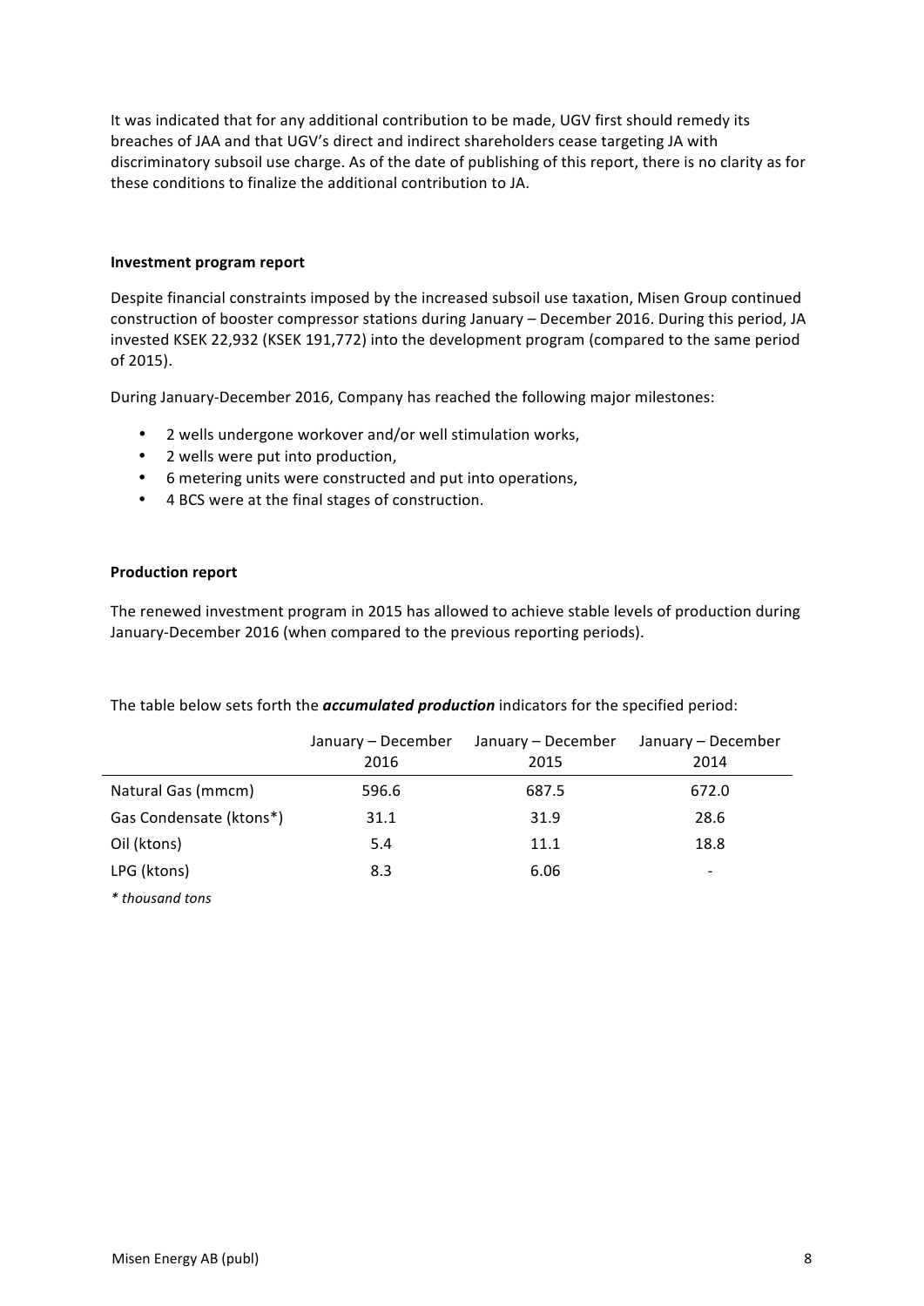It was indicated that for any additional contribution to be made, UGV first should remedy its breaches of JAA and that UGV's direct and indirect shareholders cease targeting JA with discriminatory subsoil use charge. As of the date of publishing of this report, there is no clarity as for these conditions to finalize the additional contribution to JA.

**Investment program report**

Despite financial constraints imposed by the increased subsoil use taxation, Misen Group continued construction of booster compressor stations during January – December 2016. During this period, JA invested KSEK 22,932 (KSEK 191,772) into the development program (compared to the same period of 2015).

During January-December 2016, Company has reached the following major milestones:

- 2 wells undergone workover and/or well stimulation works,
- 2 wells were put into production,
- 6 metering units were constructed and put into operations,
- 4 BCS were at the final stages of construction.

**Production report**

The renewed investment program in 2015 has allowed to achieve stable levels of production during January-December 2016 (when compared to the previous reporting periods).

The table below sets forth the ***accumulated production*** indicators for the specified period:

| | January – December 2016 | January – December 2015 | January – December 2014 |
|---|---|---|---|
| Natural Gas (mmcm) | 596.6 | 687.5 | 672.0 |
| Gas Condensate (ktons*) | 31.1 | 31.9 | 28.6 |
| Oil (ktons) | 5.4 | 11.1 | 18.8 |
| LPG (ktons) | 8.3 | 6.06 | - |

*\* thousand tons*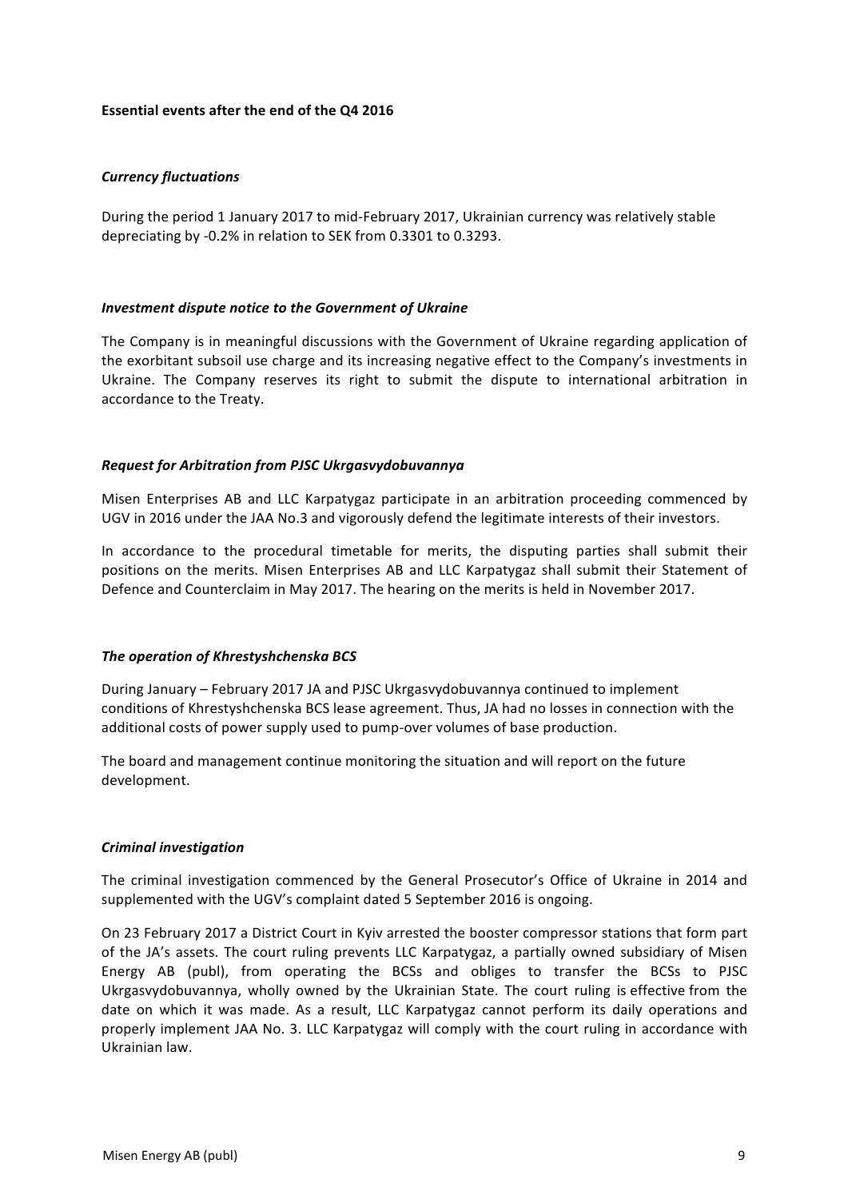**Essential events after the end of the Q4 2016**

***Currency fluctuations***

During the period 1 January 2017 to mid-February 2017, Ukrainian currency was relatively stable depreciating by -0.2% in relation to SEK from 0.3301 to 0.3293.

***Investment dispute notice to the Government of Ukraine***

The Company is in meaningful discussions with the Government of Ukraine regarding application of the exorbitant subsoil use charge and its increasing negative effect to the Company's investments in Ukraine. The Company reserves its right to submit the dispute to international arbitration in accordance to the Treaty.

***Request for Arbitration from PJSC Ukrgasvydobuvannya***

Misen Enterprises AB and LLC Karpatygaz participate in an arbitration proceeding commenced by UGV in 2016 under the JAA No.3 and vigorously defend the legitimate interests of their investors.

In accordance to the procedural timetable for merits, the disputing parties shall submit their positions on the merits. Misen Enterprises AB and LLC Karpatygaz shall submit their Statement of Defence and Counterclaim in May 2017. The hearing on the merits is held in November 2017.

***The operation of Khrestyshchenska BCS***

During January – February 2017 JA and PJSC Ukrgasvydobuvannya continued to implement conditions of Khrestyshchenska BCS lease agreement. Thus, JA had no losses in connection with the additional costs of power supply used to pump-over volumes of base production.

The board and management continue monitoring the situation and will report on the future development.

***Criminal investigation***

The criminal investigation commenced by the General Prosecutor's Office of Ukraine in 2014 and supplemented with the UGV's complaint dated 5 September 2016 is ongoing.

On 23 February 2017 a District Court in Kyiv arrested the booster compressor stations that form part of the JA's assets. The court ruling prevents LLC Karpatygaz, a partially owned subsidiary of Misen Energy AB (publ), from operating the BCSs and obliges to transfer the BCSs to PJSC Ukrgasvydobuvannya, wholly owned by the Ukrainian State. The court ruling is effective from the date on which it was made. As a result, LLC Karpatygaz cannot perform its daily operations and properly implement JAA No. 3. LLC Karpatygaz will comply with the court ruling in accordance with Ukrainian law.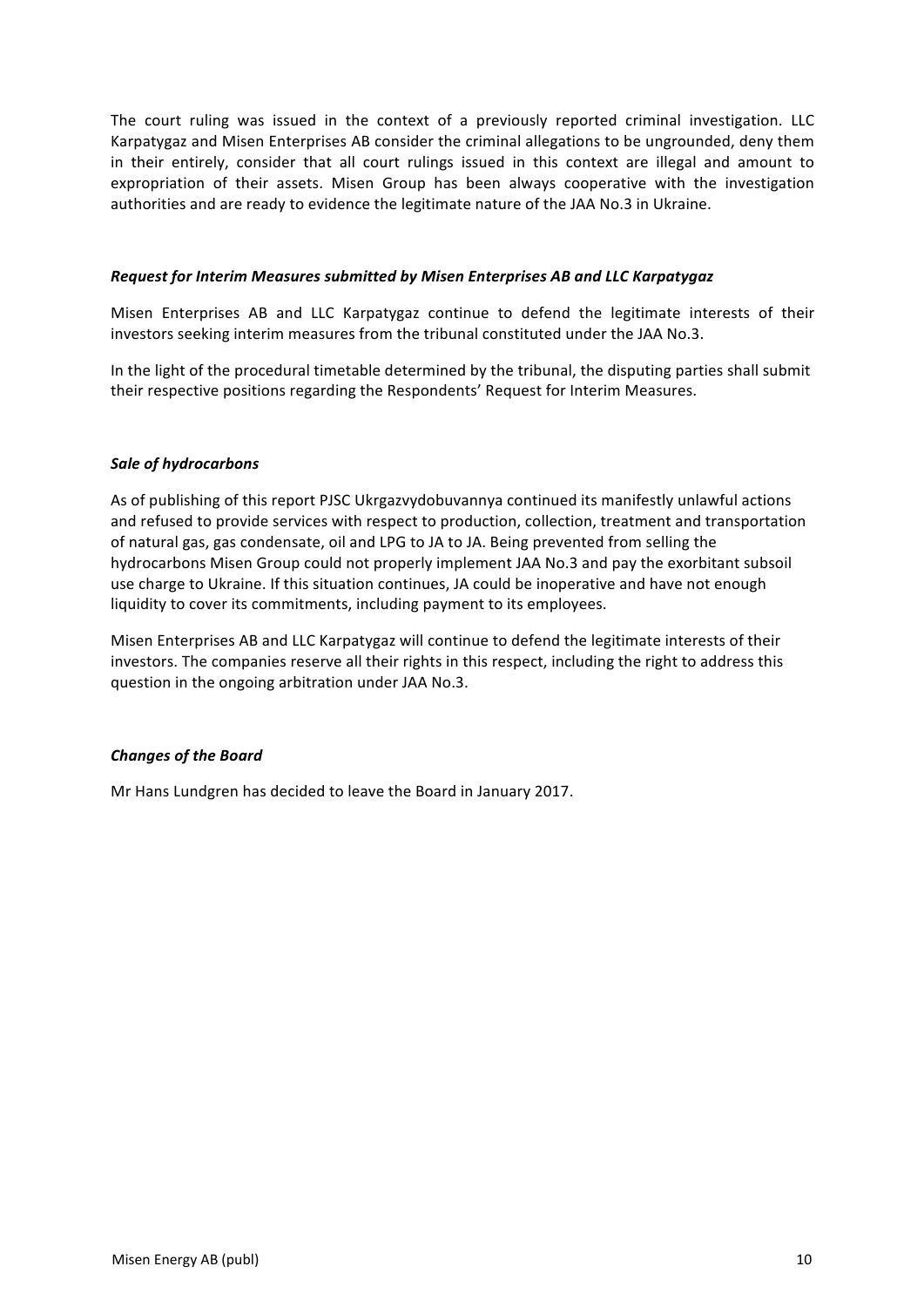The court ruling was issued in the context of a previously reported criminal investigation. LLC Karpatygaz and Misen Enterprises AB consider the criminal allegations to be ungrounded, deny them in their entirely, consider that all court rulings issued in this context are illegal and amount to expropriation of their assets. Misen Group has been always cooperative with the investigation authorities and are ready to evidence the legitimate nature of the JAA No.3 in Ukraine.

***Request for Interim Measures submitted by Misen Enterprises AB and LLC Karpatygaz***

Misen Enterprises AB and LLC Karpatygaz continue to defend the legitimate interests of their investors seeking interim measures from the tribunal constituted under the JAA No.3.

In the light of the procedural timetable determined by the tribunal, the disputing parties shall submit their respective positions regarding the Respondents' Request for Interim Measures.

***Sale of hydrocarbons***

As of publishing of this report PJSC Ukrgazvydobuvannya continued its manifestly unlawful actions and refused to provide services with respect to production, collection, treatment and transportation of natural gas, gas condensate, oil and LPG to JA to JA. Being prevented from selling the hydrocarbons Misen Group could not properly implement JAA No.3 and pay the exorbitant subsoil use charge to Ukraine. If this situation continues, JA could be inoperative and have not enough liquidity to cover its commitments, including payment to its employees.

Misen Enterprises AB and LLC Karpatygaz will continue to defend the legitimate interests of their investors. The companies reserve all their rights in this respect, including the right to address this question in the ongoing arbitration under JAA No.3.

***Changes of the Board***

Mr Hans Lundgren has decided to leave the Board in January 2017.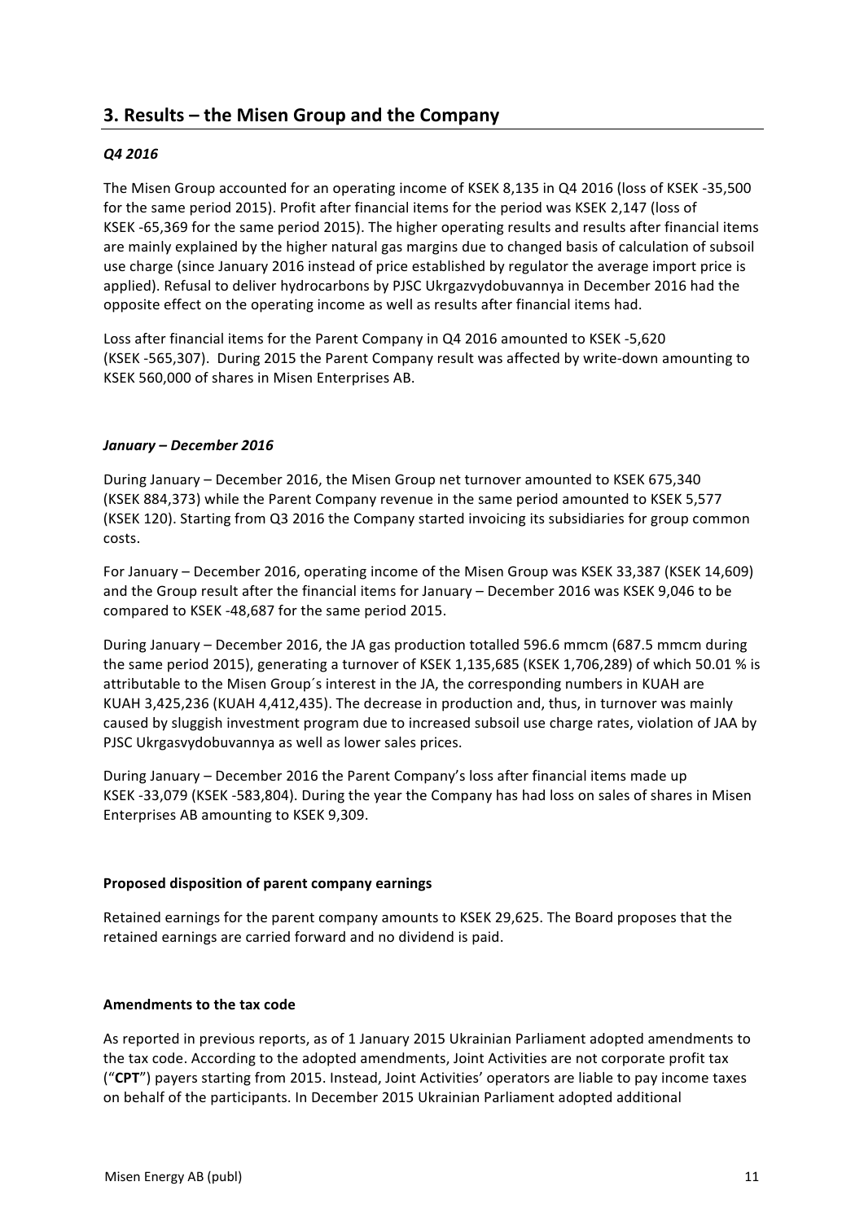## 3. Results – the Misen Group and the Company

### *Q4 2016*

The Misen Group accounted for an operating income of KSEK 8,135 in Q4 2016 (loss of KSEK -35,500 for the same period 2015). Profit after financial items for the period was KSEK 2,147 (loss of KSEK -65,369 for the same period 2015). The higher operating results and results after financial items are mainly explained by the higher natural gas margins due to changed basis of calculation of subsoil use charge (since January 2016 instead of price established by regulator the average import price is applied). Refusal to deliver hydrocarbons by PJSC Ukrgazvydobuvannya in December 2016 had the opposite effect on the operating income as well as results after financial items had.

Loss after financial items for the Parent Company in Q4 2016 amounted to KSEK -5,620 (KSEK -565,307). During 2015 the Parent Company result was affected by write-down amounting to KSEK 560,000 of shares in Misen Enterprises AB.

### *January – December 2016*

During January – December 2016, the Misen Group net turnover amounted to KSEK 675,340 (KSEK 884,373) while the Parent Company revenue in the same period amounted to KSEK 5,577 (KSEK 120). Starting from Q3 2016 the Company started invoicing its subsidiaries for group common costs.

For January – December 2016, operating income of the Misen Group was KSEK 33,387 (KSEK 14,609) and the Group result after the financial items for January – December 2016 was KSEK 9,046 to be compared to KSEK -48,687 for the same period 2015.

During January – December 2016, the JA gas production totalled 596.6 mmcm (687.5 mmcm during the same period 2015), generating a turnover of KSEK 1,135,685 (KSEK 1,706,289) of which 50.01 % is attributable to the Misen Group´s interest in the JA, the corresponding numbers in KUAH are KUAH 3,425,236 (KUAH 4,412,435). The decrease in production and, thus, in turnover was mainly caused by sluggish investment program due to increased subsoil use charge rates, violation of JAA by PJSC Ukrgasvydobuvannya as well as lower sales prices.

During January – December 2016 the Parent Company's loss after financial items made up KSEK -33,079 (KSEK -583,804). During the year the Company has had loss on sales of shares in Misen Enterprises AB amounting to KSEK 9,309.

### Proposed disposition of parent company earnings

Retained earnings for the parent company amounts to KSEK 29,625. The Board proposes that the retained earnings are carried forward and no dividend is paid.

### Amendments to the tax code

As reported in previous reports, as of 1 January 2015 Ukrainian Parliament adopted amendments to the tax code. According to the adopted amendments, Joint Activities are not corporate profit tax ("**CPT**") payers starting from 2015. Instead, Joint Activities' operators are liable to pay income taxes on behalf of the participants. In December 2015 Ukrainian Parliament adopted additional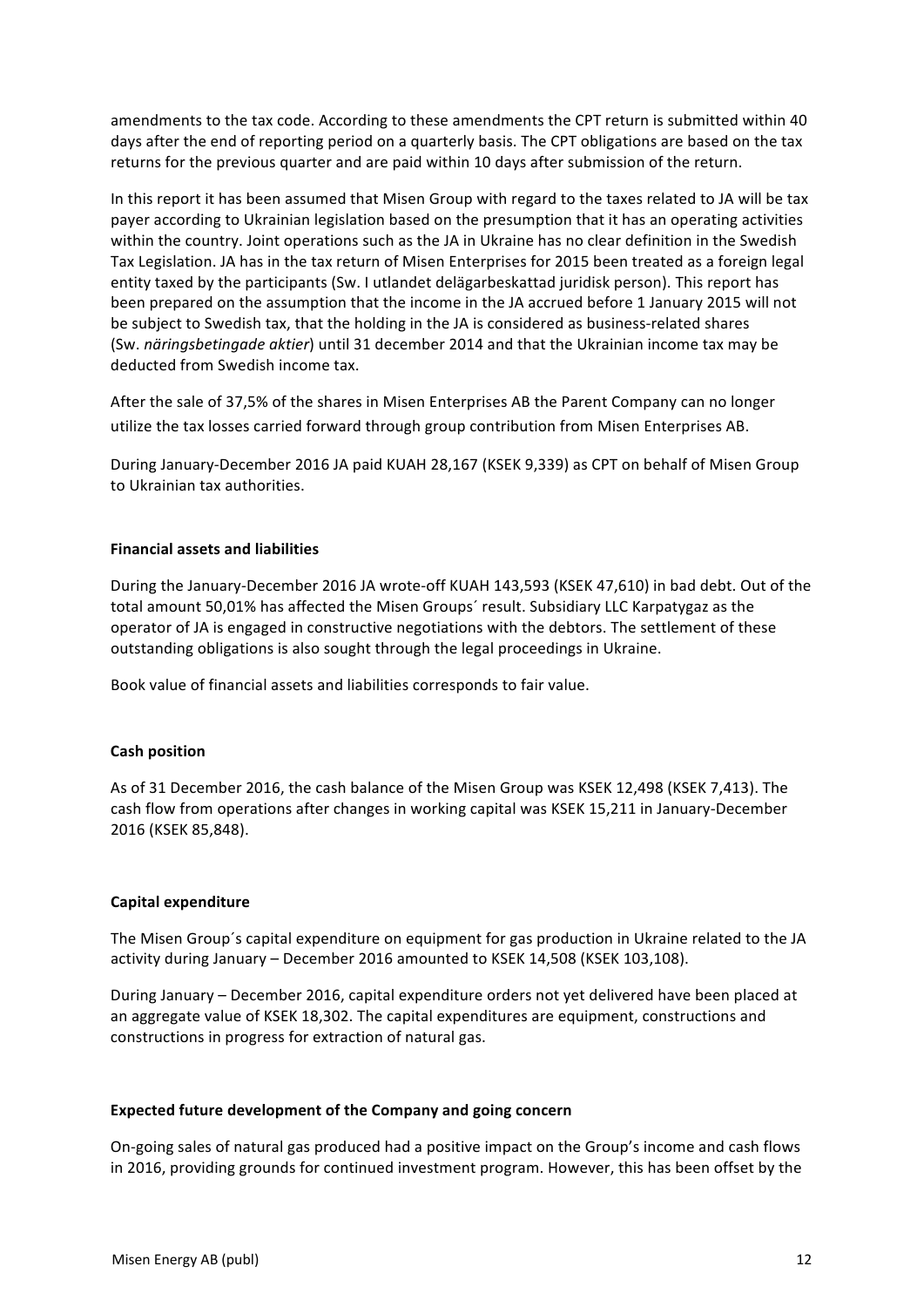amendments to the tax code. According to these amendments the CPT return is submitted within 40 days after the end of reporting period on a quarterly basis. The CPT obligations are based on the tax returns for the previous quarter and are paid within 10 days after submission of the return.

In this report it has been assumed that Misen Group with regard to the taxes related to JA will be tax payer according to Ukrainian legislation based on the presumption that it has an operating activities within the country. Joint operations such as the JA in Ukraine has no clear definition in the Swedish Tax Legislation. JA has in the tax return of Misen Enterprises for 2015 been treated as a foreign legal entity taxed by the participants (Sw. I utlandet delägarbeskattad juridisk person). This report has been prepared on the assumption that the income in the JA accrued before 1 January 2015 will not be subject to Swedish tax, that the holding in the JA is considered as business-related shares (Sw. *näringsbetingade aktier*) until 31 december 2014 and that the Ukrainian income tax may be deducted from Swedish income tax.

After the sale of 37,5% of the shares in Misen Enterprises AB the Parent Company can no longer utilize the tax losses carried forward through group contribution from Misen Enterprises AB.

During January-December 2016 JA paid KUAH 28,167 (KSEK 9,339) as CPT on behalf of Misen Group to Ukrainian tax authorities.

**Financial assets and liabilities**

During the January-December 2016 JA wrote-off KUAH 143,593 (KSEK 47,610) in bad debt. Out of the total amount 50,01% has affected the Misen Groups´ result. Subsidiary LLC Karpatygaz as the operator of JA is engaged in constructive negotiations with the debtors. The settlement of these outstanding obligations is also sought through the legal proceedings in Ukraine.

Book value of financial assets and liabilities corresponds to fair value.

**Cash position**

As of 31 December 2016, the cash balance of the Misen Group was KSEK 12,498 (KSEK 7,413). The cash flow from operations after changes in working capital was KSEK 15,211 in January-December 2016 (KSEK 85,848).

**Capital expenditure**

The Misen Group´s capital expenditure on equipment for gas production in Ukraine related to the JA activity during January – December 2016 amounted to KSEK 14,508 (KSEK 103,108).

During January – December 2016, capital expenditure orders not yet delivered have been placed at an aggregate value of KSEK 18,302. The capital expenditures are equipment, constructions and constructions in progress for extraction of natural gas.

**Expected future development of the Company and going concern**

On-going sales of natural gas produced had a positive impact on the Group's income and cash flows in 2016, providing grounds for continued investment program. However, this has been offset by the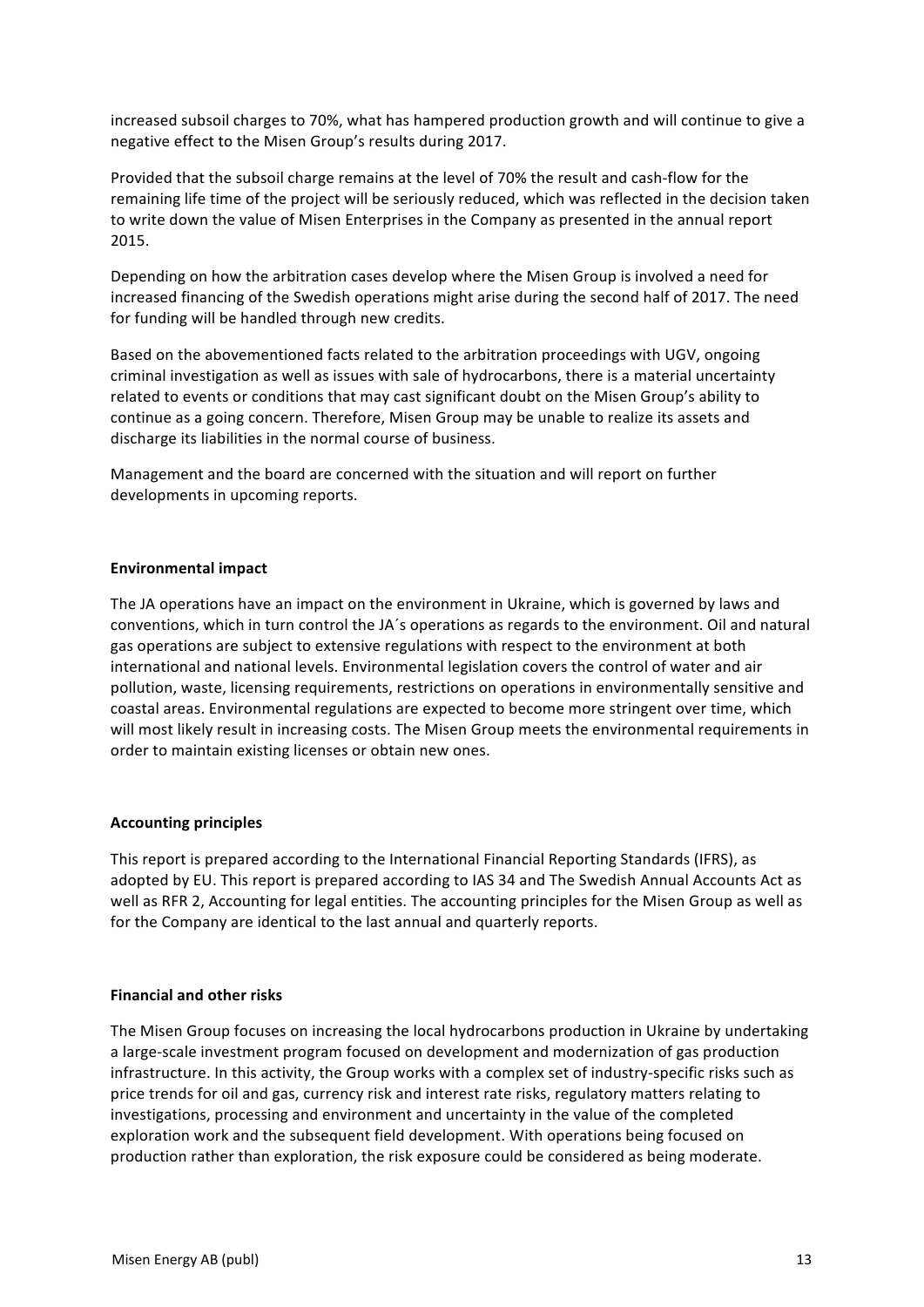increased subsoil charges to 70%, what has hampered production growth and will continue to give a negative effect to the Misen Group's results during 2017.

Provided that the subsoil charge remains at the level of 70% the result and cash-flow for the remaining life time of the project will be seriously reduced, which was reflected in the decision taken to write down the value of Misen Enterprises in the Company as presented in the annual report 2015.

Depending on how the arbitration cases develop where the Misen Group is involved a need for increased financing of the Swedish operations might arise during the second half of 2017. The need for funding will be handled through new credits.

Based on the abovementioned facts related to the arbitration proceedings with UGV, ongoing criminal investigation as well as issues with sale of hydrocarbons, there is a material uncertainty related to events or conditions that may cast significant doubt on the Misen Group's ability to continue as a going concern. Therefore, Misen Group may be unable to realize its assets and discharge its liabilities in the normal course of business.

Management and the board are concerned with the situation and will report on further developments in upcoming reports.

**Environmental impact**

The JA operations have an impact on the environment in Ukraine, which is governed by laws and conventions, which in turn control the JA´s operations as regards to the environment. Oil and natural gas operations are subject to extensive regulations with respect to the environment at both international and national levels. Environmental legislation covers the control of water and air pollution, waste, licensing requirements, restrictions on operations in environmentally sensitive and coastal areas. Environmental regulations are expected to become more stringent over time, which will most likely result in increasing costs. The Misen Group meets the environmental requirements in order to maintain existing licenses or obtain new ones.

**Accounting principles**

This report is prepared according to the International Financial Reporting Standards (IFRS), as adopted by EU. This report is prepared according to IAS 34 and The Swedish Annual Accounts Act as well as RFR 2, Accounting for legal entities. The accounting principles for the Misen Group as well as for the Company are identical to the last annual and quarterly reports.

**Financial and other risks**

The Misen Group focuses on increasing the local hydrocarbons production in Ukraine by undertaking a large-scale investment program focused on development and modernization of gas production infrastructure. In this activity, the Group works with a complex set of industry-specific risks such as price trends for oil and gas, currency risk and interest rate risks, regulatory matters relating to investigations, processing and environment and uncertainty in the value of the completed exploration work and the subsequent field development. With operations being focused on production rather than exploration, the risk exposure could be considered as being moderate.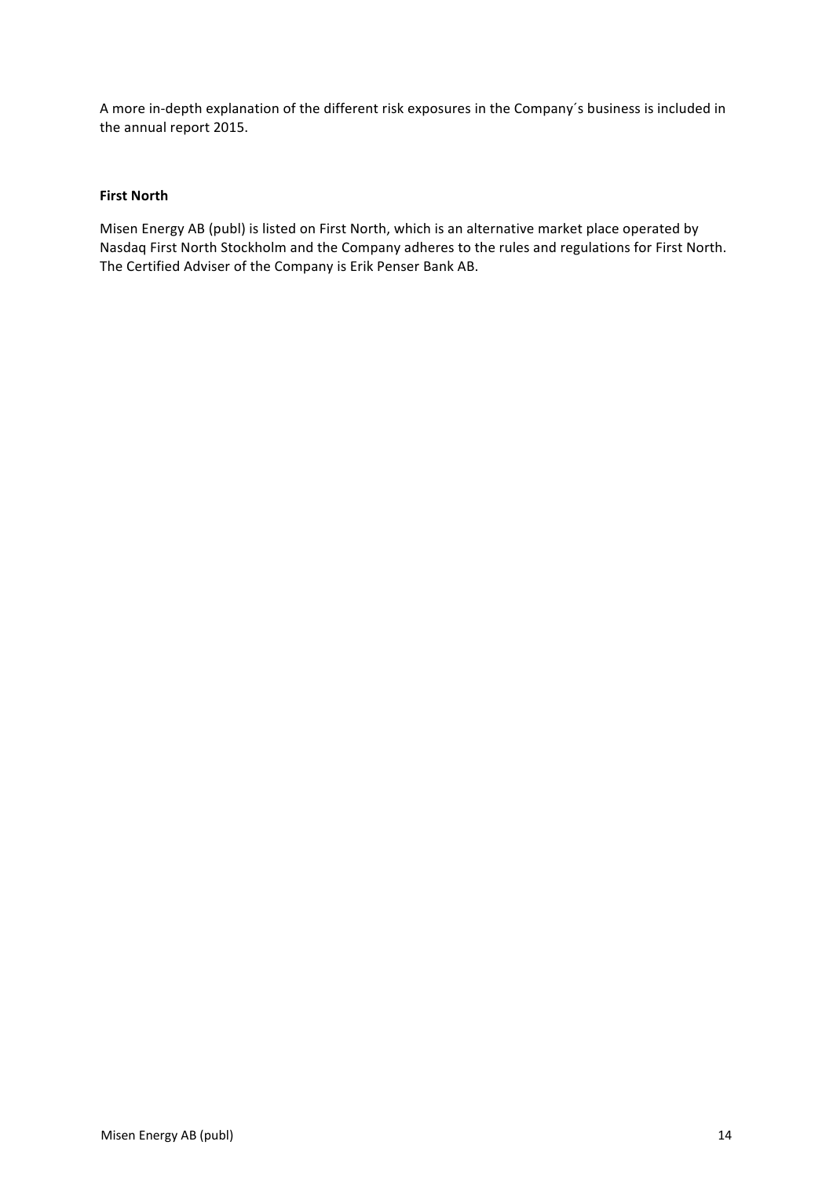A more in-depth explanation of the different risk exposures in the Company´s business is included in the annual report 2015.

**First North**

Misen Energy AB (publ) is listed on First North, which is an alternative market place operated by Nasdaq First North Stockholm and the Company adheres to the rules and regulations for First North. The Certified Adviser of the Company is Erik Penser Bank AB.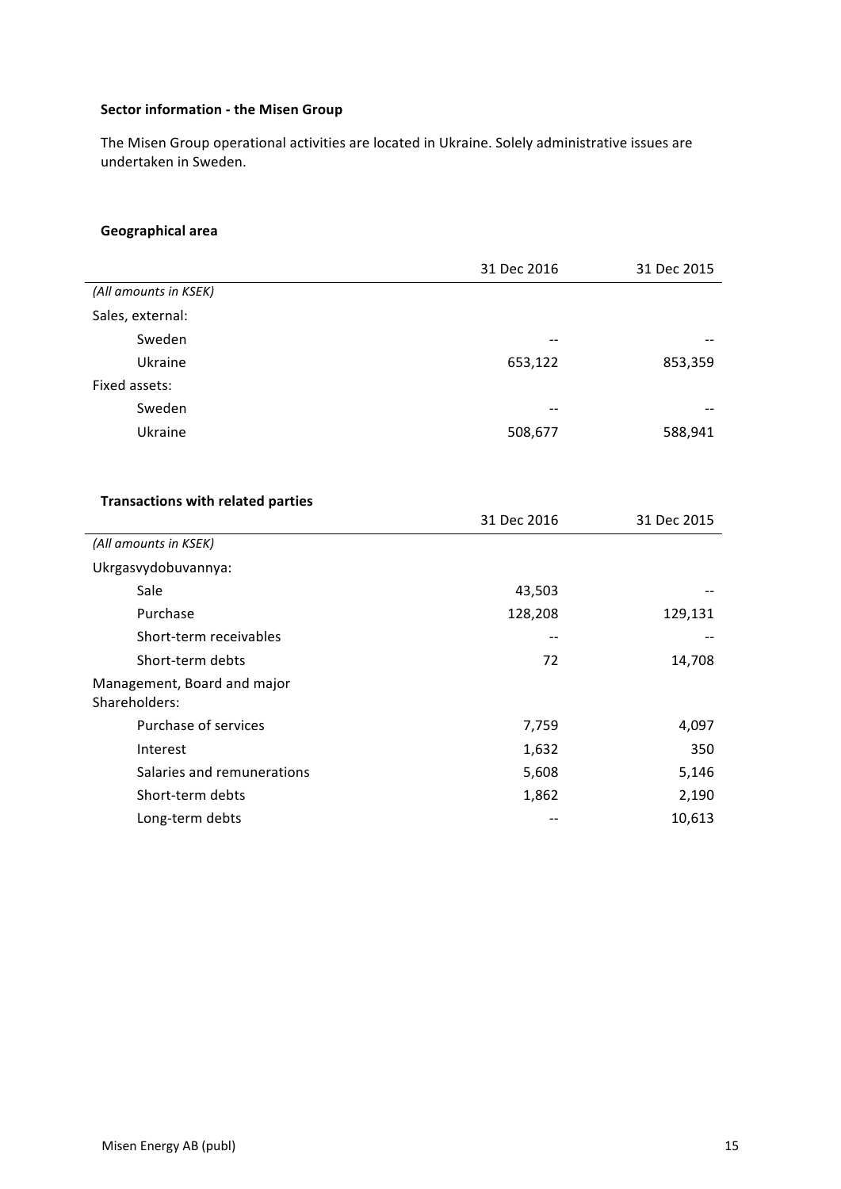**Sector information - the Misen Group**

The Misen Group operational activities are located in Ukraine. Solely administrative issues are undertaken in Sweden.

**Geographical area**

| | 31 Dec 2016 | 31 Dec 2015 |
|---|---|---|
| *(All amounts in KSEK)* | | |
| Sales, external: | | |
| Sweden | -- | -- |
| Ukraine | 653,122 | 853,359 |
| Fixed assets: | | |
| Sweden | -- | -- |
| Ukraine | 508,677 | 588,941 |

**Transactions with related parties**

| | 31 Dec 2016 | 31 Dec 2015 |
|---|---|---|
| *(All amounts in KSEK)* | | |
| Ukrgasvydobuvannya: | | |
| Sale | 43,503 | -- |
| Purchase | 128,208 | 129,131 |
| Short-term receivables | -- | -- |
| Short-term debts | 72 | 14,708 |
| Management, Board and major Shareholders: | | |
| Purchase of services | 7,759 | 4,097 |
| Interest | 1,632 | 350 |
| Salaries and remunerations | 5,608 | 5,146 |
| Short-term debts | 1,862 | 2,190 |
| Long-term debts | -- | 10,613 |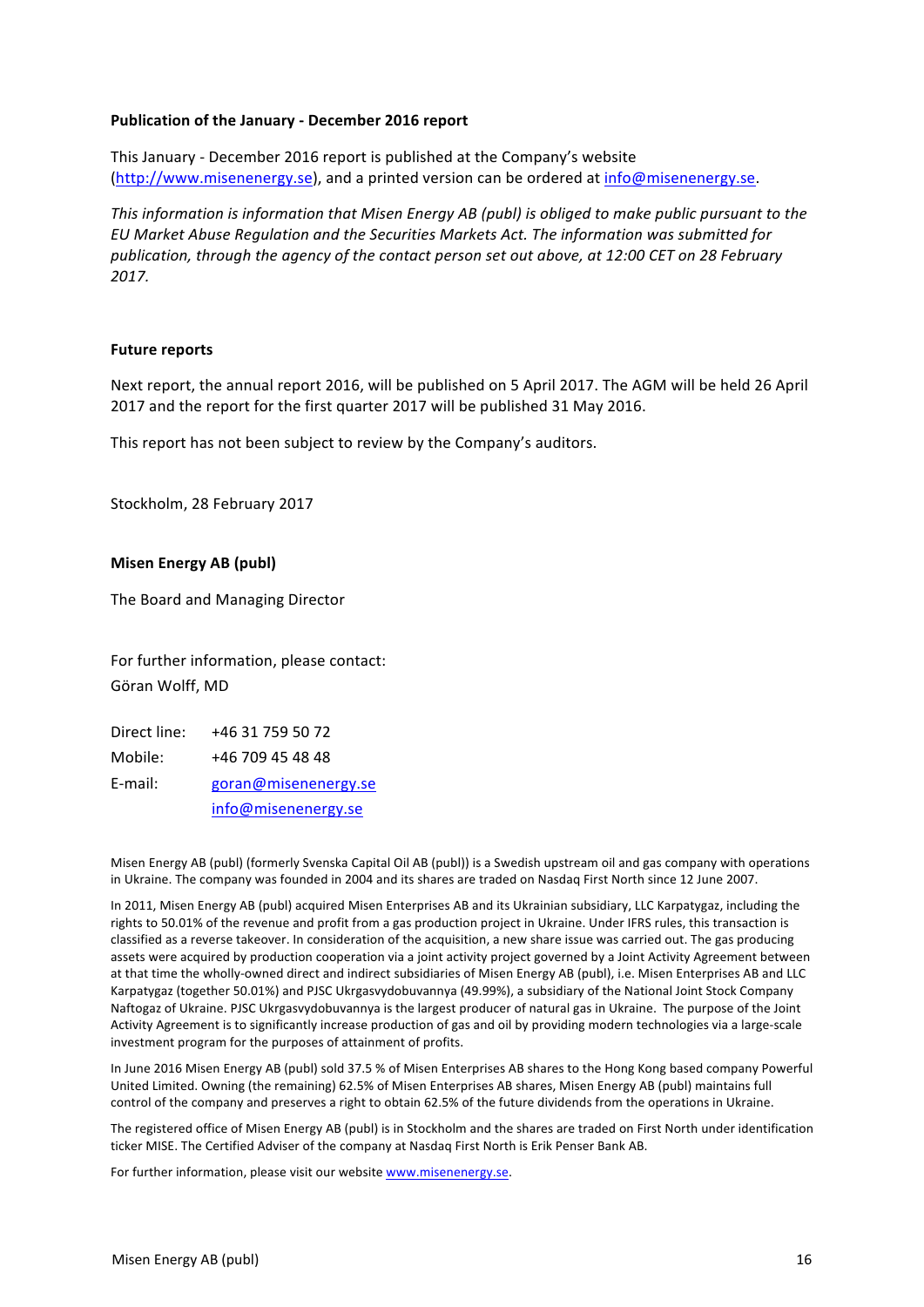**Publication of the January - December 2016 report**

This January - December 2016 report is published at the Company's website (http://www.misenenergy.se), and a printed version can be ordered at info@misenenergy.se.

*This information is information that Misen Energy AB (publ) is obliged to make public pursuant to the EU Market Abuse Regulation and the Securities Markets Act. The information was submitted for publication, through the agency of the contact person set out above, at 12:00 CET on 28 February 2017.*

**Future reports**

Next report, the annual report 2016, will be published on 5 April 2017. The AGM will be held 26 April 2017 and the report for the first quarter 2017 will be published 31 May 2016.

This report has not been subject to review by the Company's auditors.

Stockholm, 28 February 2017

**Misen Energy AB (publ)**

The Board and Managing Director

For further information, please contact:
Göran Wolff, MD

| | |
|---|---|
| Direct line: | +46 31 759 50 72 |
| Mobile: | +46 709 45 48 48 |
| E-mail: | goran@misenenergy.se |
| | info@misenenergy.se |

Misen Energy AB (publ) (formerly Svenska Capital Oil AB (publ)) is a Swedish upstream oil and gas company with operations in Ukraine. The company was founded in 2004 and its shares are traded on Nasdaq First North since 12 June 2007.

In 2011, Misen Energy AB (publ) acquired Misen Enterprises AB and its Ukrainian subsidiary, LLC Karpatygaz, including the rights to 50.01% of the revenue and profit from a gas production project in Ukraine. Under IFRS rules, this transaction is classified as a reverse takeover. In consideration of the acquisition, a new share issue was carried out. The gas producing assets were acquired by production cooperation via a joint activity project governed by a Joint Activity Agreement between at that time the wholly-owned direct and indirect subsidiaries of Misen Energy AB (publ), i.e. Misen Enterprises AB and LLC Karpatygaz (together 50.01%) and PJSC Ukrgasvydobuvannya (49.99%), a subsidiary of the National Joint Stock Company Naftogaz of Ukraine. PJSC Ukrgasvydobuvannya is the largest producer of natural gas in Ukraine. The purpose of the Joint Activity Agreement is to significantly increase production of gas and oil by providing modern technologies via a large-scale investment program for the purposes of attainment of profits.

In June 2016 Misen Energy AB (publ) sold 37.5 % of Misen Enterprises AB shares to the Hong Kong based company Powerful United Limited. Owning (the remaining) 62.5% of Misen Enterprises AB shares, Misen Energy AB (publ) maintains full control of the company and preserves a right to obtain 62.5% of the future dividends from the operations in Ukraine.

The registered office of Misen Energy AB (publ) is in Stockholm and the shares are traded on First North under identification ticker MISE. The Certified Adviser of the company at Nasdaq First North is Erik Penser Bank AB.

For further information, please visit our website www.misenenergy.se.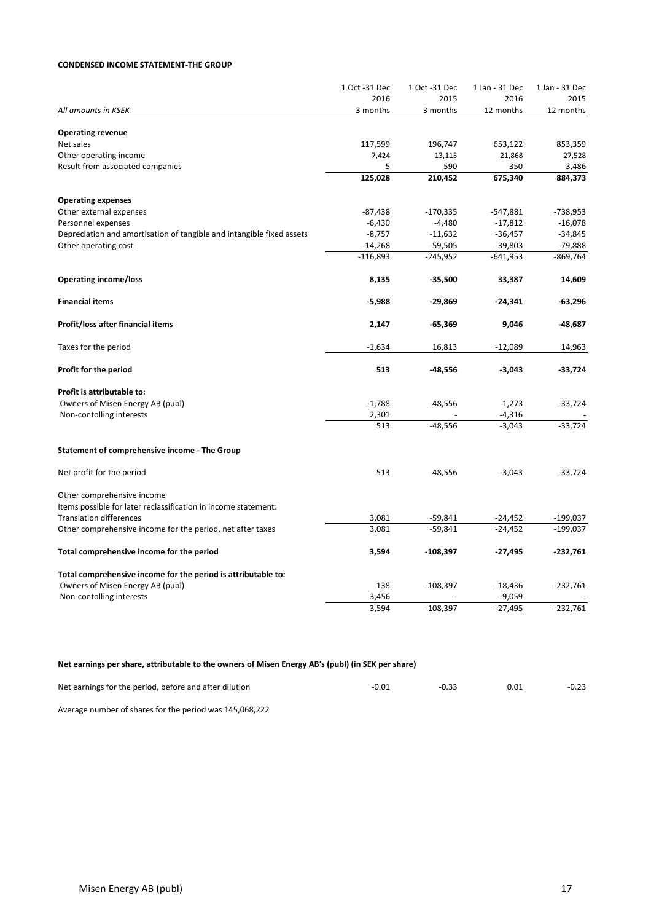**CONDENSED INCOME STATEMENT-THE GROUP**

| *All amounts in KSEK* | 1 Oct -31 Dec 2016<br>3 months | 1 Oct -31 Dec 2015<br>3 months | 1 Jan - 31 Dec 2016<br>12 months | 1 Jan - 31 Dec 2015<br>12 months |
|---|---|---|---|---|
| **Operating revenue** | | | | |
| Net sales | 117,599 | 196,747 | 653,122 | 853,359 |
| Other operating income | 7,424 | 13,115 | 21,868 | 27,528 |
| Result from associated companies | 5 | 590 | 350 | 3,486 |
| | **125,028** | **210,452** | **675,340** | **884,373** |
| **Operating expenses** | | | | |
| Other external expenses | -87,438 | -170,335 | -547,881 | -738,953 |
| Personnel expenses | -6,430 | -4,480 | -17,812 | -16,078 |
| Depreciation and amortisation of tangible and intangible fixed assets | -8,757 | -11,632 | -36,457 | -34,845 |
| Other operating cost | -14,268 | -59,505 | -39,803 | -79,888 |
| | -116,893 | -245,952 | -641,953 | -869,764 |
| **Operating income/loss** | **8,135** | **-35,500** | **33,387** | **14,609** |
| **Financial items** | **-5,988** | **-29,869** | **-24,341** | **-63,296** |
| **Profit/loss after financial items** | **2,147** | **-65,369** | **9,046** | **-48,687** |
| Taxes for the period | -1,634 | 16,813 | -12,089 | 14,963 |
| **Profit for the period** | **513** | **-48,556** | **-3,043** | **-33,724** |
| **Profit is attributable to:** | | | | |
| Owners of Misen Energy AB (publ) | -1,788 | -48,556 | 1,273 | -33,724 |
| Non-contolling interests | 2,301 | - | -4,316 | - |
| | 513 | -48,556 | -3,043 | -33,724 |

**Statement of comprehensive income - The Group**

| | | | | |
|---|---|---|---|---|
| Net profit for the period | 513 | -48,556 | -3,043 | -33,724 |
| Other comprehensive income | | | | |
| Items possible for later reclassification in income statement: | | | | |
| Translation differences | 3,081 | -59,841 | -24,452 | -199,037 |
| Other comprehensive income for the period, net after taxes | 3,081 | -59,841 | -24,452 | -199,037 |
| **Total comprehensive income for the period** | **3,594** | **-108,397** | **-27,495** | **-232,761** |
| **Total comprehensive income for the period is attributable to:** | | | | |
| Owners of Misen Energy AB (publ) | 138 | -108,397 | -18,436 | -232,761 |
| Non-contolling interests | 3,456 | - | -9,059 | - |
| | 3,594 | -108,397 | -27,495 | -232,761 |

**Net earnings per share, attributable to the owners of Misen Energy AB's (publ) (in SEK per share)**

| | | | | |
|---|---|---|---|---|
| Net earnings for the period, before and after dilution | -0.01 | -0.33 | 0.01 | -0.23 |

Average number of shares for the period was 145,068,222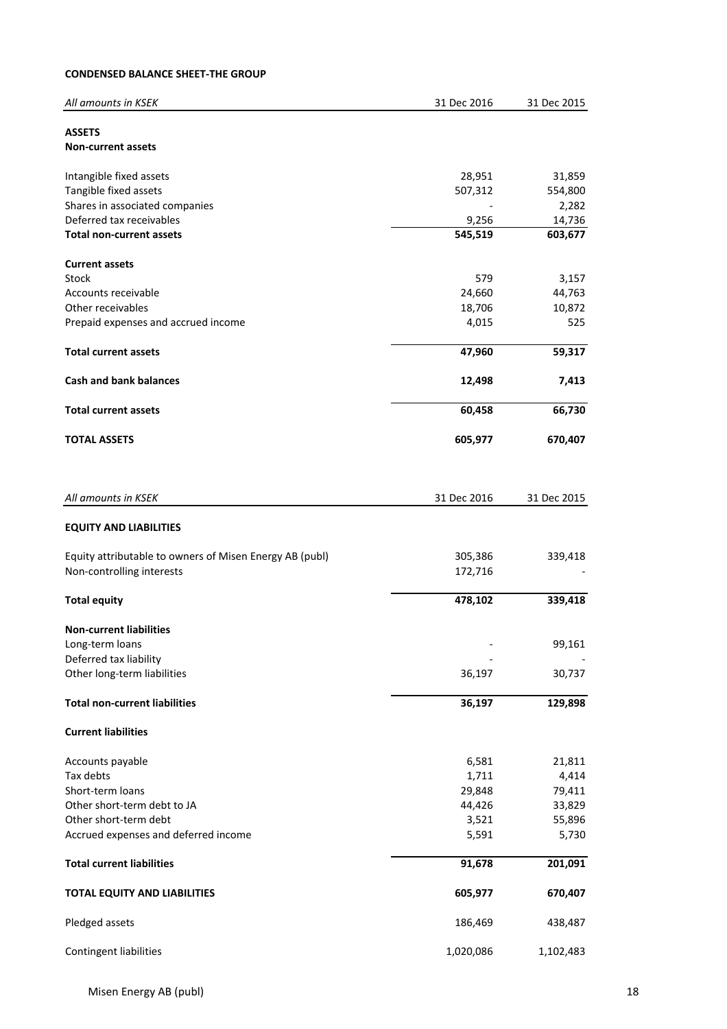**CONDENSED BALANCE SHEET-THE GROUP**

| *All amounts in KSEK* | 31 Dec 2016 | 31 Dec 2015 |
|---|---|---|
| **ASSETS** | | |
| **Non-current assets** | | |
| Intangible fixed assets | 28,951 | 31,859 |
| Tangible fixed assets | 507,312 | 554,800 |
| Shares in associated companies | - | 2,282 |
| Deferred tax receivables | 9,256 | 14,736 |
| **Total non-current assets** | **545,519** | **603,677** |
| **Current assets** | | |
| Stock | 579 | 3,157 |
| Accounts receivable | 24,660 | 44,763 |
| Other receivables | 18,706 | 10,872 |
| Prepaid expenses and accrued income | 4,015 | 525 |
| **Total current assets** | **47,960** | **59,317** |
| **Cash and bank balances** | **12,498** | **7,413** |
| **Total current assets** | **60,458** | **66,730** |
| **TOTAL ASSETS** | **605,977** | **670,407** |

| *All amounts in KSEK* | 31 Dec 2016 | 31 Dec 2015 |
|---|---|---|
| **EQUITY AND LIABILITIES** | | |
| Equity attributable to owners of Misen Energy AB (publ) | 305,386 | 339,418 |
| Non-controlling interests | 172,716 | - |
| **Total equity** | **478,102** | **339,418** |
| **Non-current liabilities** | | |
| Long-term loans | - | 99,161 |
| Deferred tax liability | - | - |
| Other long-term liabilities | 36,197 | 30,737 |
| **Total non-current liabilities** | **36,197** | **129,898** |
| **Current liabilities** | | |
| Accounts payable | 6,581 | 21,811 |
| Tax debts | 1,711 | 4,414 |
| Short-term loans | 29,848 | 79,411 |
| Other short-term debt to JA | 44,426 | 33,829 |
| Other short-term debt | 3,521 | 55,896 |
| Accrued expenses and deferred income | 5,591 | 5,730 |
| **Total current liabilities** | **91,678** | **201,091** |
| **TOTAL EQUITY AND LIABILITIES** | **605,977** | **670,407** |
| Pledged assets | 186,469 | 438,487 |
| Contingent liabilities | 1,020,086 | 1,102,483 |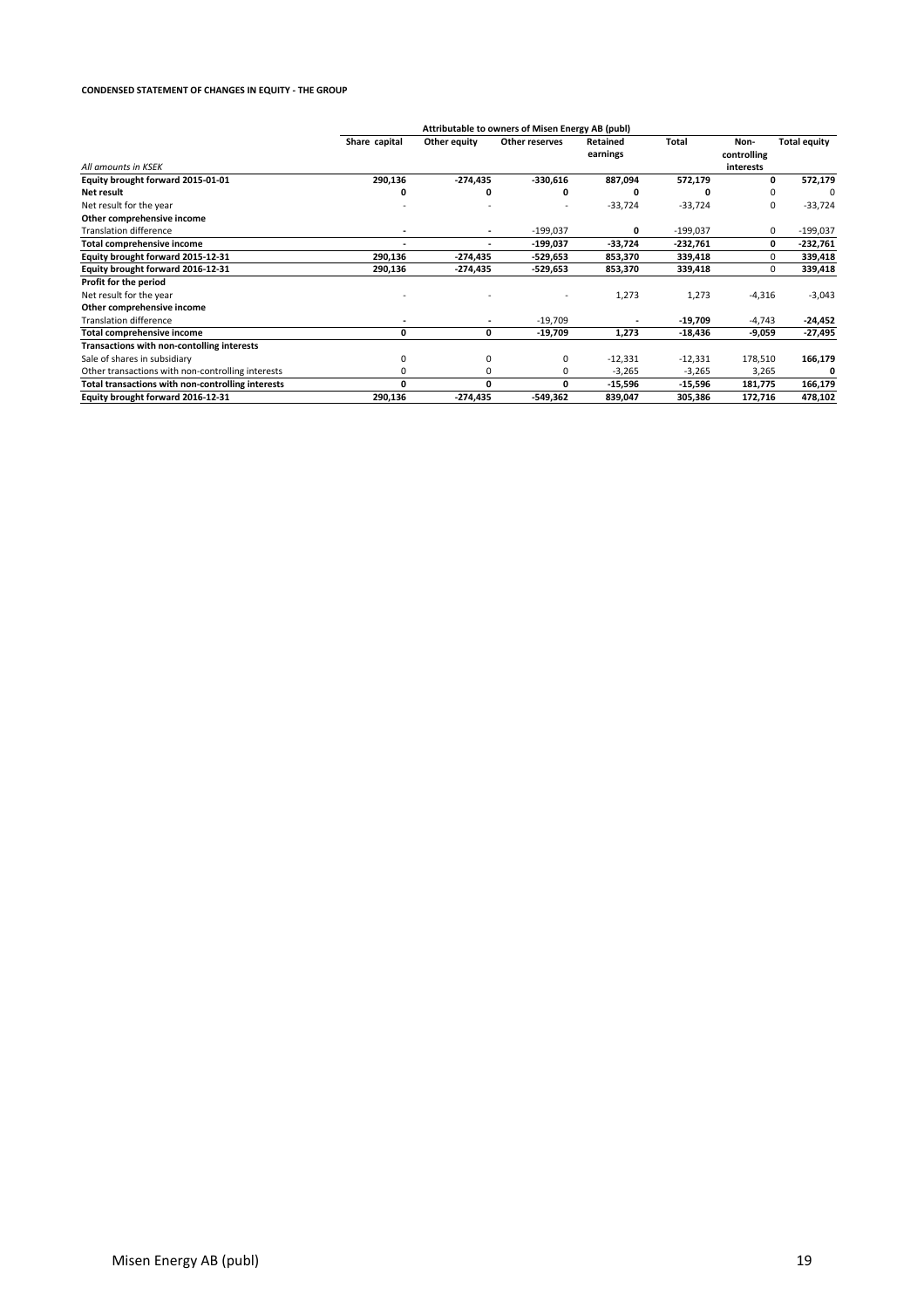**CONDENSED STATEMENT OF CHANGES IN EQUITY - THE GROUP**

| | Attributable to owners of Misen Energy AB (publ) | | | | | | |
|---|---|---|---|---|---|---|---|
| *All amounts in KSEK* | Share capital | Other equity | Other reserves | Retained earnings | Total | Non-controlling interests | Total equity |
| **Equity brought forward 2015-01-01** | **290,136** | **-274,435** | **-330,616** | **887,094** | **572,179** | **0** | **572,179** |
| **Net result** | **0** | **0** | **0** | **0** | **0** | 0 | 0 |
| Net result for the year | - | - | - | -33,724 | -33,724 | 0 | -33,724 |
| **Other comprehensive income** | | | | | | | |
| Translation difference | - | - | -199,037 | **0** | -199,037 | 0 | -199,037 |
| **Total comprehensive income** | - | - | **-199,037** | **-33,724** | **-232,761** | **0** | **-232,761** |
| **Equity brought forward 2015-12-31** | **290,136** | **-274,435** | **-529,653** | **853,370** | **339,418** | 0 | **339,418** |
| **Equity brought forward 2016-12-31** | **290,136** | **-274,435** | **-529,653** | **853,370** | **339,418** | 0 | **339,418** |
| **Profit for the period** | | | | | | | |
| Net result for the year | - | - | - | 1,273 | 1,273 | -4,316 | -3,043 |
| **Other comprehensive income** | | | | | | | |
| Translation difference | - | - | -19,709 | - | **-19,709** | -4,743 | **-24,452** |
| **Total comprehensive income** | **0** | **0** | **-19,709** | **1,273** | **-18,436** | **-9,059** | **-27,495** |
| **Transactions with non-contolling interests** | | | | | | | |
| Sale of shares in subsidiary | 0 | 0 | 0 | -12,331 | -12,331 | 178,510 | **166,179** |
| Other transactions with non-controlling interests | 0 | 0 | 0 | -3,265 | -3,265 | 3,265 | **0** |
| **Total transactions with non-controlling interests** | **0** | **0** | **0** | **-15,596** | **-15,596** | **181,775** | **166,179** |
| **Equity brought forward 2016-12-31** | **290,136** | **-274,435** | **-549,362** | **839,047** | **305,386** | **172,716** | **478,102** |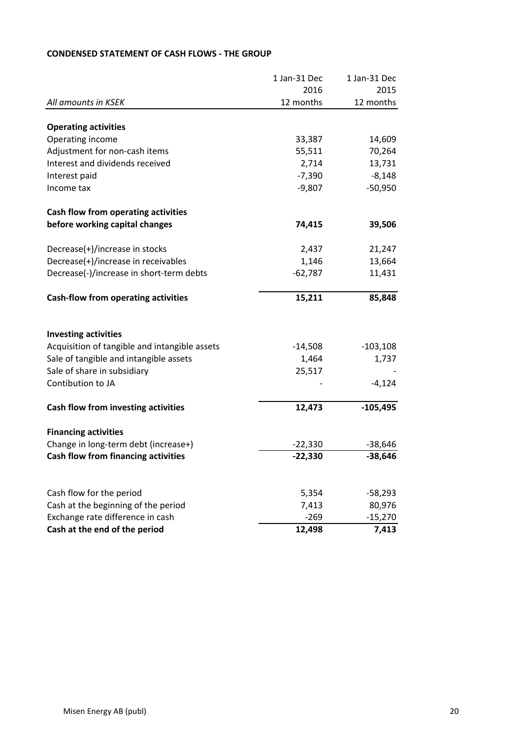**CONDENSED STATEMENT OF CASH FLOWS - THE GROUP**

| *All amounts in KSEK* | 1 Jan-31 Dec 2016 12 months | 1 Jan-31 Dec 2015 12 months |
|---|---|---|
| **Operating activities** | | |
| Operating income | 33,387 | 14,609 |
| Adjustment for non-cash items | 55,511 | 70,264 |
| Interest and dividends received | 2,714 | 13,731 |
| Interest paid | -7,390 | -8,148 |
| Income tax | -9,807 | -50,950 |
| **Cash flow from operating activities before working capital changes** | **74,415** | **39,506** |
| Decrease(+)/increase in stocks | 2,437 | 21,247 |
| Decrease(+)/increase in receivables | 1,146 | 13,664 |
| Decrease(-)/increase in short-term debts | -62,787 | 11,431 |
| **Cash-flow from operating activities** | **15,211** | **85,848** |
| **Investing activities** | | |
| Acquisition of tangible and intangible assets | -14,508 | -103,108 |
| Sale of tangible and intangible assets | 1,464 | 1,737 |
| Sale of share in subsidiary | 25,517 | - |
| Contibution to JA | - | -4,124 |
| **Cash flow from investing activities** | **12,473** | **-105,495** |
| **Financing activities** | | |
| Change in long-term debt (increase+) | -22,330 | -38,646 |
| **Cash flow from financing activities** | **-22,330** | **-38,646** |
| Cash flow for the period | 5,354 | -58,293 |
| Cash at the beginning of the period | 7,413 | 80,976 |
| Exchange rate difference in cash | -269 | -15,270 |
| **Cash at the end of the period** | **12,498** | **7,413** |

Misen Energy AB (publ)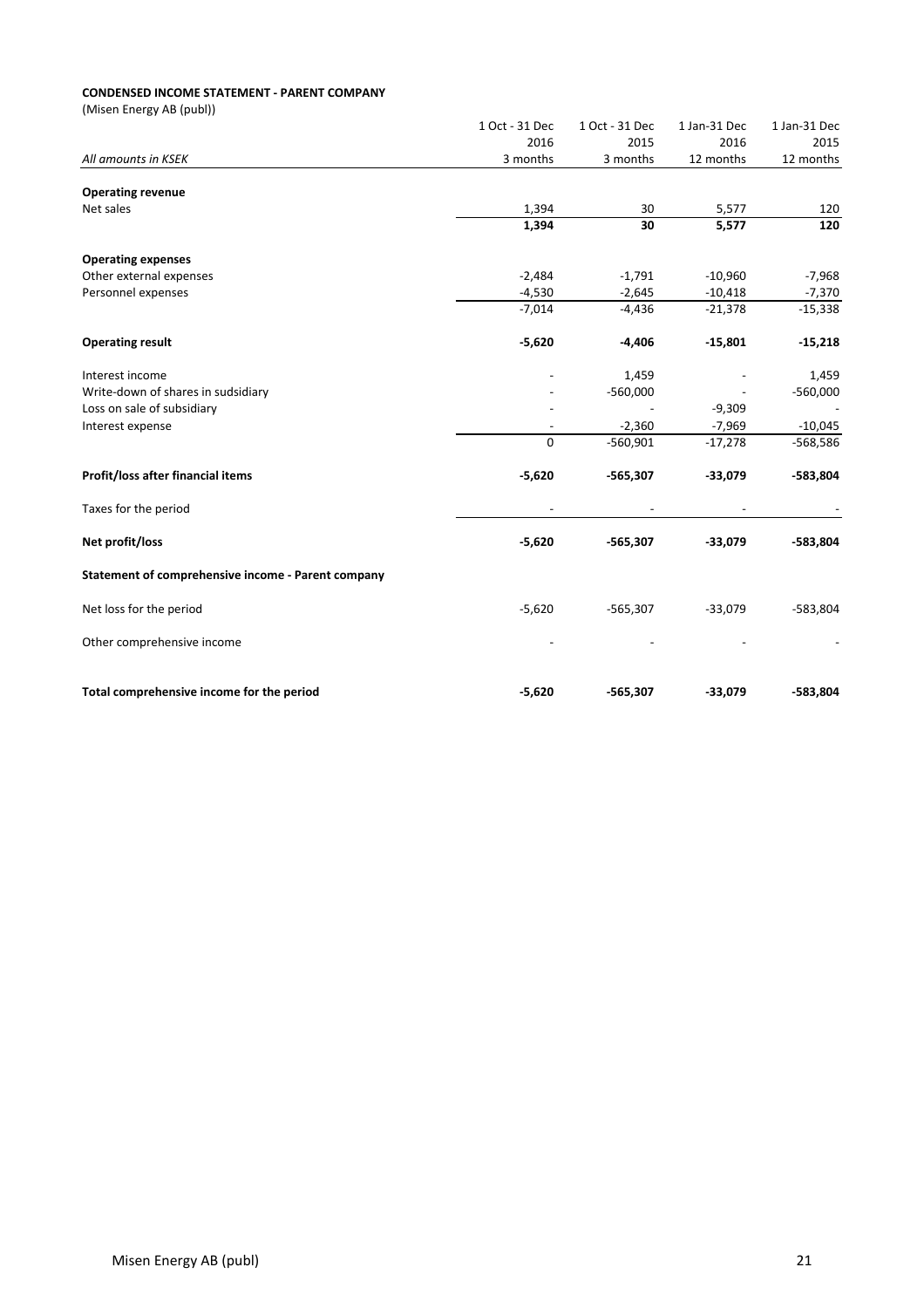**CONDENSED INCOME STATEMENT - PARENT COMPANY**

(Misen Energy AB (publ))

| *All amounts in KSEK* | 1 Oct - 31 Dec 2016 3 months | 1 Oct - 31 Dec 2015 3 months | 1 Jan-31 Dec 2016 12 months | 1 Jan-31 Dec 2015 12 months |
|---|---|---|---|---|
| **Operating revenue** | | | | |
| Net sales | 1,394 | 30 | 5,577 | 120 |
| | **1,394** | **30** | **5,577** | **120** |
| **Operating expenses** | | | | |
| Other external expenses | -2,484 | -1,791 | -10,960 | -7,968 |
| Personnel expenses | -4,530 | -2,645 | -10,418 | -7,370 |
| | -7,014 | -4,436 | -21,378 | -15,338 |
| **Operating result** | **-5,620** | **-4,406** | **-15,801** | **-15,218** |
| Interest income | - | 1,459 | - | 1,459 |
| Write-down of shares in sudsidiary | - | -560,000 | - | -560,000 |
| Loss on sale of subsidiary | - | - | -9,309 | - |
| Interest expense | - | -2,360 | -7,969 | -10,045 |
| | 0 | -560,901 | -17,278 | -568,586 |
| **Profit/loss after financial items** | **-5,620** | **-565,307** | **-33,079** | **-583,804** |
| Taxes for the period | - | - | - | - |
| **Net profit/loss** | **-5,620** | **-565,307** | **-33,079** | **-583,804** |
| **Statement of comprehensive income - Parent company** | | | | |
| Net loss for the period | -5,620 | -565,307 | -33,079 | -583,804 |
| Other comprehensive income | - | - | - | - |
| **Total comprehensive income for the period** | **-5,620** | **-565,307** | **-33,079** | **-583,804** |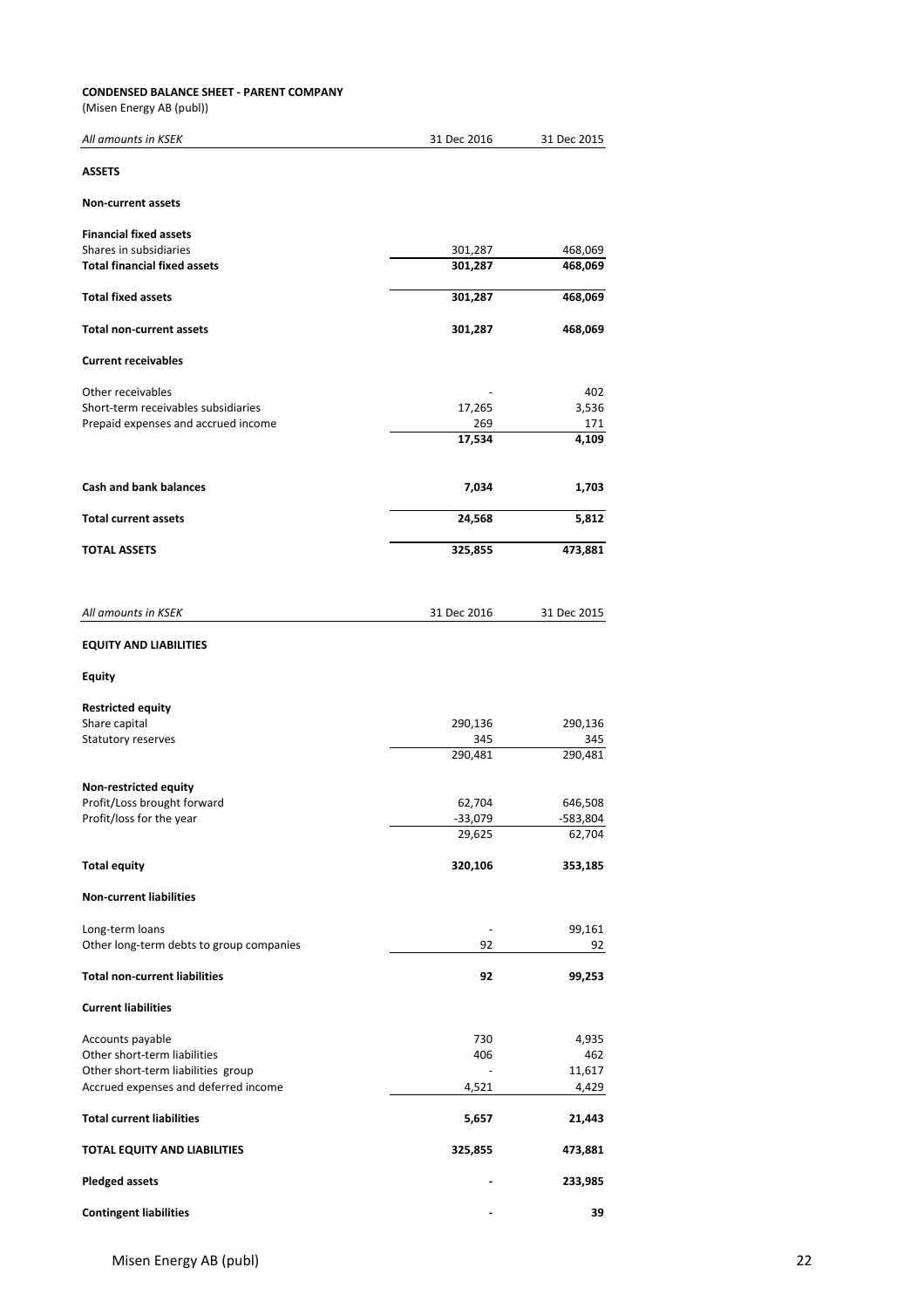**CONDENSED BALANCE SHEET - PARENT COMPANY**
(Misen Energy AB (publ))

| *All amounts in KSEK* | 31 Dec 2016 | 31 Dec 2015 |
|---|---|---|
| **ASSETS** | | |
| **Non-current assets** | | |
| **Financial fixed assets** | | |
| Shares in subsidiaries | 301,287 | 468,069 |
| **Total financial fixed assets** | **301,287** | **468,069** |
| **Total fixed assets** | **301,287** | **468,069** |
| **Total non-current assets** | **301,287** | **468,069** |
| **Current receivables** | | |
| Other receivables | - | 402 |
| Short-term receivables subsidiaries | 17,265 | 3,536 |
| Prepaid expenses and accrued income | 269 | 171 |
| | **17,534** | **4,109** |
| **Cash and bank balances** | **7,034** | **1,703** |
| **Total current assets** | **24,568** | **5,812** |
| **TOTAL ASSETS** | **325,855** | **473,881** |

| *All amounts in KSEK* | 31 Dec 2016 | 31 Dec 2015 |
|---|---|---|
| **EQUITY AND LIABILITIES** | | |
| **Equity** | | |
| **Restricted equity** | | |
| Share capital | 290,136 | 290,136 |
| Statutory reserves | 345 | 345 |
| | 290,481 | 290,481 |
| **Non-restricted equity** | | |
| Profit/Loss brought forward | 62,704 | 646,508 |
| Profit/loss for the year | -33,079 | -583,804 |
| | 29,625 | 62,704 |
| **Total equity** | **320,106** | **353,185** |
| **Non-current liabilities** | | |
| Long-term loans | - | 99,161 |
| Other long-term debts to group companies | 92 | 92 |
| **Total non-current liabilities** | **92** | **99,253** |
| **Current liabilities** | | |
| Accounts payable | 730 | 4,935 |
| Other short-term liabilities | 406 | 462 |
| Other short-term liabilities group | - | 11,617 |
| Accrued expenses and deferred income | 4,521 | 4,429 |
| **Total current liabilities** | **5,657** | **21,443** |
| **TOTAL EQUITY AND LIABILITIES** | **325,855** | **473,881** |
| **Pledged assets** | **-** | **233,985** |
| **Contingent liabilities** | **-** | **39** |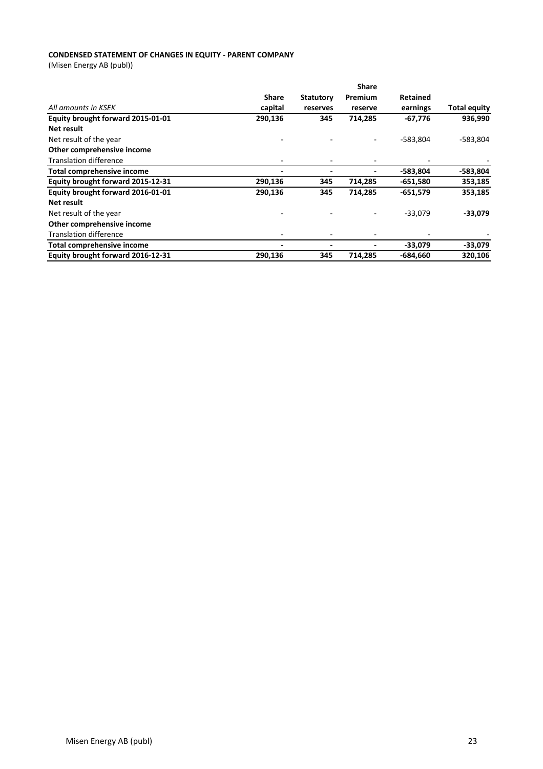**CONDENSED STATEMENT OF CHANGES IN EQUITY - PARENT COMPANY**

(Misen Energy AB (publ))

| *All amounts in KSEK* | Share capital | Statutory reserves | Share Premium reserve | Retained earnings | Total equity |
|---|---|---|---|---|---|
| **Equity brought forward 2015-01-01** | **290,136** | **345** | **714,285** | **-67,776** | **936,990** |
| **Net result** | | | | | |
| Net result of the year | - | - | - | -583,804 | -583,804 |
| **Other comprehensive income** | | | | | |
| Translation difference | - | - | - | - | - |
| **Total comprehensive income** | **-** | **-** | **-** | **-583,804** | **-583,804** |
| **Equity brought forward 2015-12-31** | **290,136** | **345** | **714,285** | **-651,580** | **353,185** |
| **Equity brought forward 2016-01-01** | **290,136** | **345** | **714,285** | **-651,579** | **353,185** |
| **Net result** | | | | | |
| Net result of the year | - | - | - | -33,079 | **-33,079** |
| **Other comprehensive income** | | | | | |
| Translation difference | - | - | - | - | - |
| **Total comprehensive income** | **-** | **-** | **-** | **-33,079** | **-33,079** |
| **Equity brought forward 2016-12-31** | **290,136** | **345** | **714,285** | **-684,660** | **320,106** |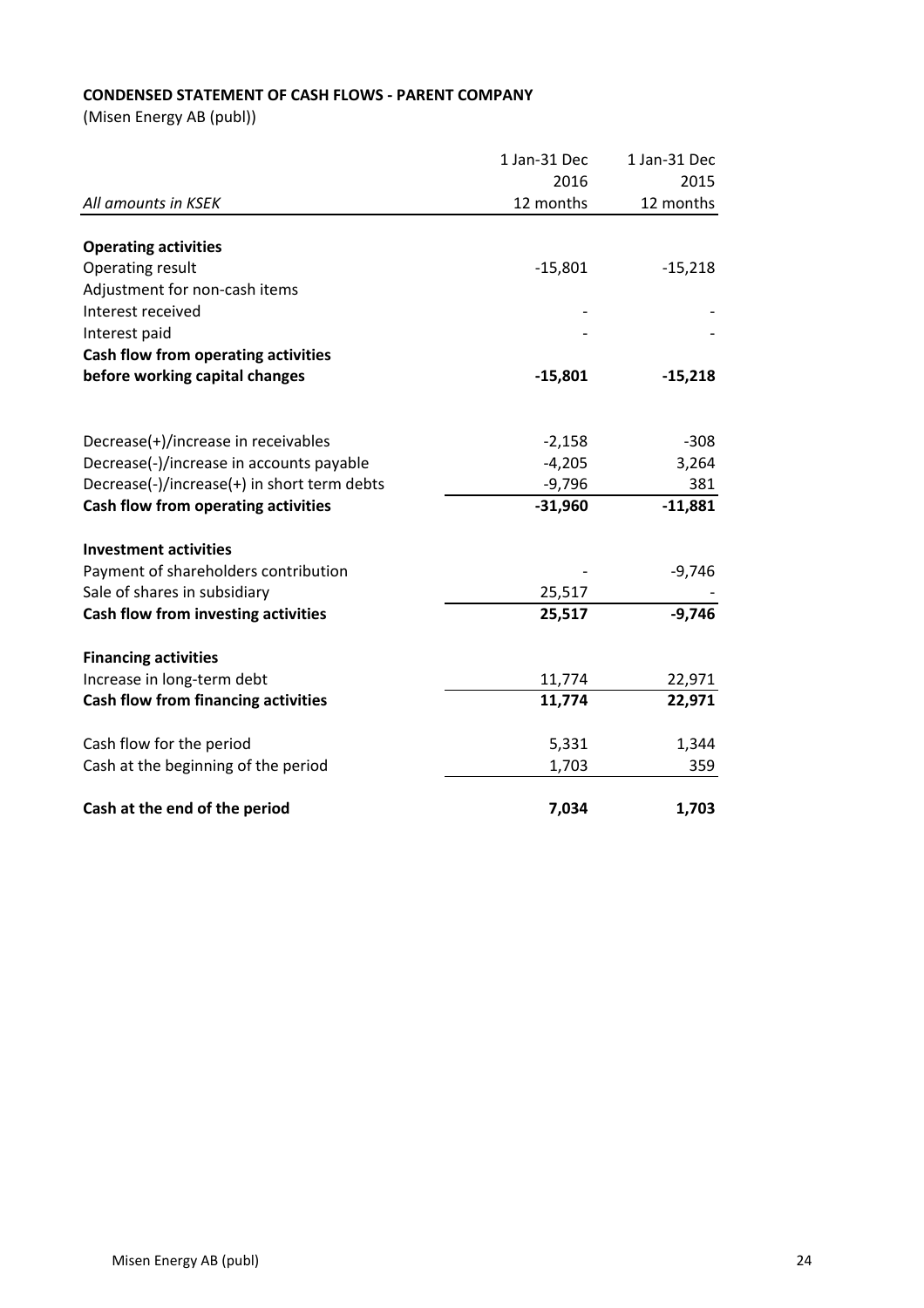**CONDENSED STATEMENT OF CASH FLOWS - PARENT COMPANY**

(Misen Energy AB (publ))

| *All amounts in KSEK* | 1 Jan-31 Dec 2016 12 months | 1 Jan-31 Dec 2015 12 months |
|---|---|---|
| **Operating activities** | | |
| Operating result | -15,801 | -15,218 |
| Adjustment for non-cash items | | |
| Interest received | - | - |
| Interest paid | - | - |
| **Cash flow from operating activities before working capital changes** | **-15,801** | **-15,218** |
| | | |
| Decrease(+)/increase in receivables | -2,158 | -308 |
| Decrease(-)/increase in accounts payable | -4,205 | 3,264 |
| Decrease(-)/increase(+) in short term debts | -9,796 | 381 |
| **Cash flow from operating activities** | **-31,960** | **-11,881** |
| **Investment activities** | | |
| Payment of shareholders contribution | - | -9,746 |
| Sale of shares in subsidiary | 25,517 | - |
| **Cash flow from investing activities** | **25,517** | **-9,746** |
| **Financing activities** | | |
| Increase in long-term debt | 11,774 | 22,971 |
| **Cash flow from financing activities** | **11,774** | **22,971** |
| Cash flow for the period | 5,331 | 1,344 |
| Cash at the beginning of the period | 1,703 | 359 |
| **Cash at the end of the period** | **7,034** | **1,703** |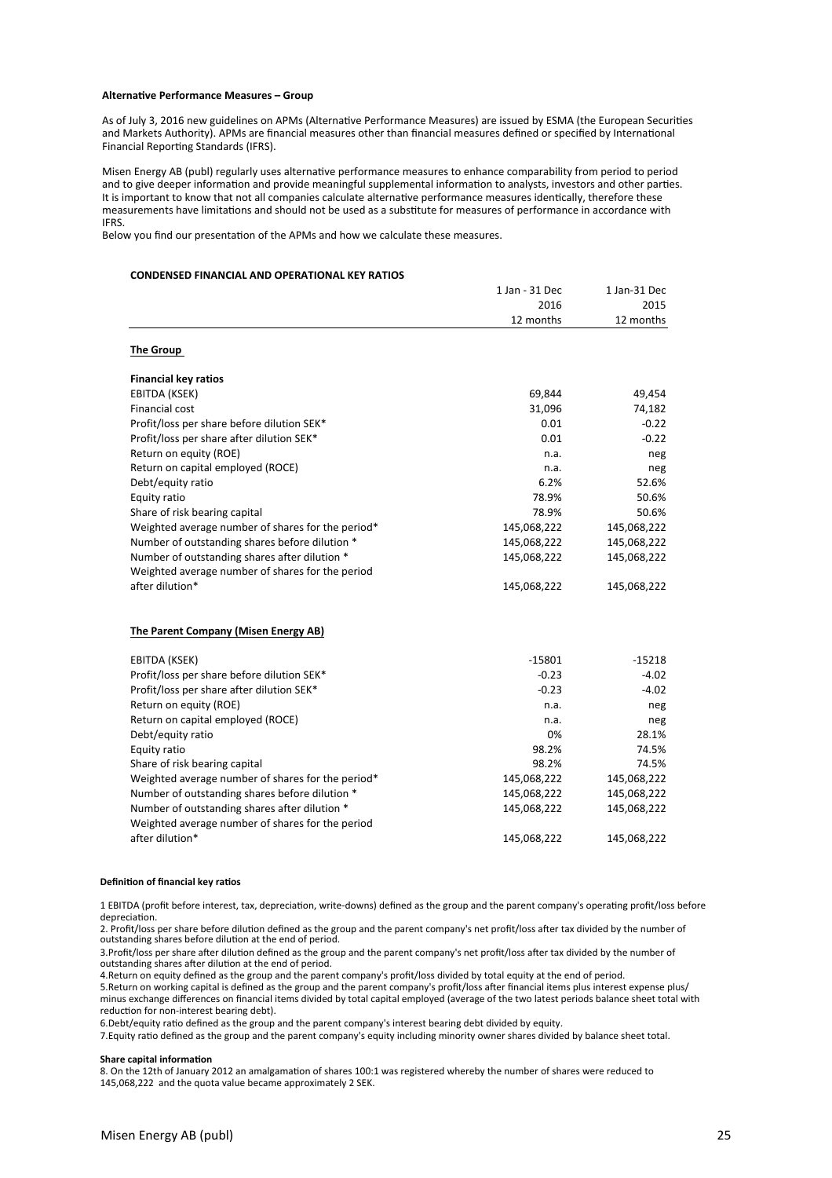**Alternative Performance Measures – Group**

As of July 3, 2016 new guidelines on APMs (Alternative Performance Measures) are issued by ESMA (the European Securities and Markets Authority). APMs are financial measures other than financial measures defined or specified by International Financial Reporting Standards (IFRS).

Misen Energy AB (publ) regularly uses alternative performance measures to enhance comparability from period to period and to give deeper information and provide meaningful supplemental information to analysts, investors and other parties. It is important to know that not all companies calculate alternative performance measures identically, therefore these measurements have limitations and should not be used as a substitute for measures of performance in accordance with IFRS.
Below you find our presentation of the APMs and how we calculate these measures.

**CONDENSED FINANCIAL AND OPERATIONAL KEY RATIOS**

| | 1 Jan - 31 Dec 2016 12 months | 1 Jan-31 Dec 2015 12 months |
|---|---|---|
| **The Group** | | |
| **Financial key ratios** | | |
| EBITDA (KSEK) | 69,844 | 49,454 |
| Financial cost | 31,096 | 74,182 |
| Profit/loss per share before dilution SEK* | 0.01 | -0.22 |
| Profit/loss per share after dilution SEK* | 0.01 | -0.22 |
| Return on equity (ROE) | n.a. | neg |
| Return on capital employed (ROCE) | n.a. | neg |
| Debt/equity ratio | 6.2% | 52.6% |
| Equity ratio | 78.9% | 50.6% |
| Share of risk bearing capital | 78.9% | 50.6% |
| Weighted average number of shares for the period* | 145,068,222 | 145,068,222 |
| Number of outstanding shares before dilution * | 145,068,222 | 145,068,222 |
| Number of outstanding shares after dilution * | 145,068,222 | 145,068,222 |
| Weighted average number of shares for the period after dilution* | 145,068,222 | 145,068,222 |
| **The Parent Company (Misen Energy AB)** | | |
| EBITDA (KSEK) | -15801 | -15218 |
| Profit/loss per share before dilution SEK* | -0.23 | -4.02 |
| Profit/loss per share after dilution SEK* | -0.23 | -4.02 |
| Return on equity (ROE) | n.a. | neg |
| Return on capital employed (ROCE) | n.a. | neg |
| Debt/equity ratio | 0% | 28.1% |
| Equity ratio | 98.2% | 74.5% |
| Share of risk bearing capital | 98.2% | 74.5% |
| Weighted average number of shares for the period* | 145,068,222 | 145,068,222 |
| Number of outstanding shares before dilution * | 145,068,222 | 145,068,222 |
| Number of outstanding shares after dilution * | 145,068,222 | 145,068,222 |
| Weighted average number of shares for the period after dilution* | 145,068,222 | 145,068,222 |

**Definition of financial key ratios**

1 EBITDA (profit before interest, tax, depreciation, write-downs) defined as the group and the parent company's operating profit/loss before depreciation.
2. Profit/loss per share before dilution defined as the group and the parent company's net profit/loss after tax divided by the number of outstanding shares before dilution at the end of period.
3.Profit/loss per share after dilution defined as the group and the parent company's net profit/loss after tax divided by the number of outstanding shares after dilution at the end of period.
4.Return on equity defined as the group and the parent company's profit/loss divided by total equity at the end of period.
5.Return on working capital is defined as the group and the parent company's profit/loss after financial items plus interest expense plus/minus exchange differences on financial items divided by total capital employed (average of the two latest periods balance sheet total with reduction for non-interest bearing debt).
6.Debt/equity ratio defined as the group and the parent company's interest bearing debt divided by equity.
7.Equity ratio defined as the group and the parent company's equity including minority owner shares divided by balance sheet total.

**Share capital information**
8. On the 12th of January 2012 an amalgamation of shares 100:1 was registered whereby the number of shares were reduced to 145,068,222 and the quota value became approximately 2 SEK.